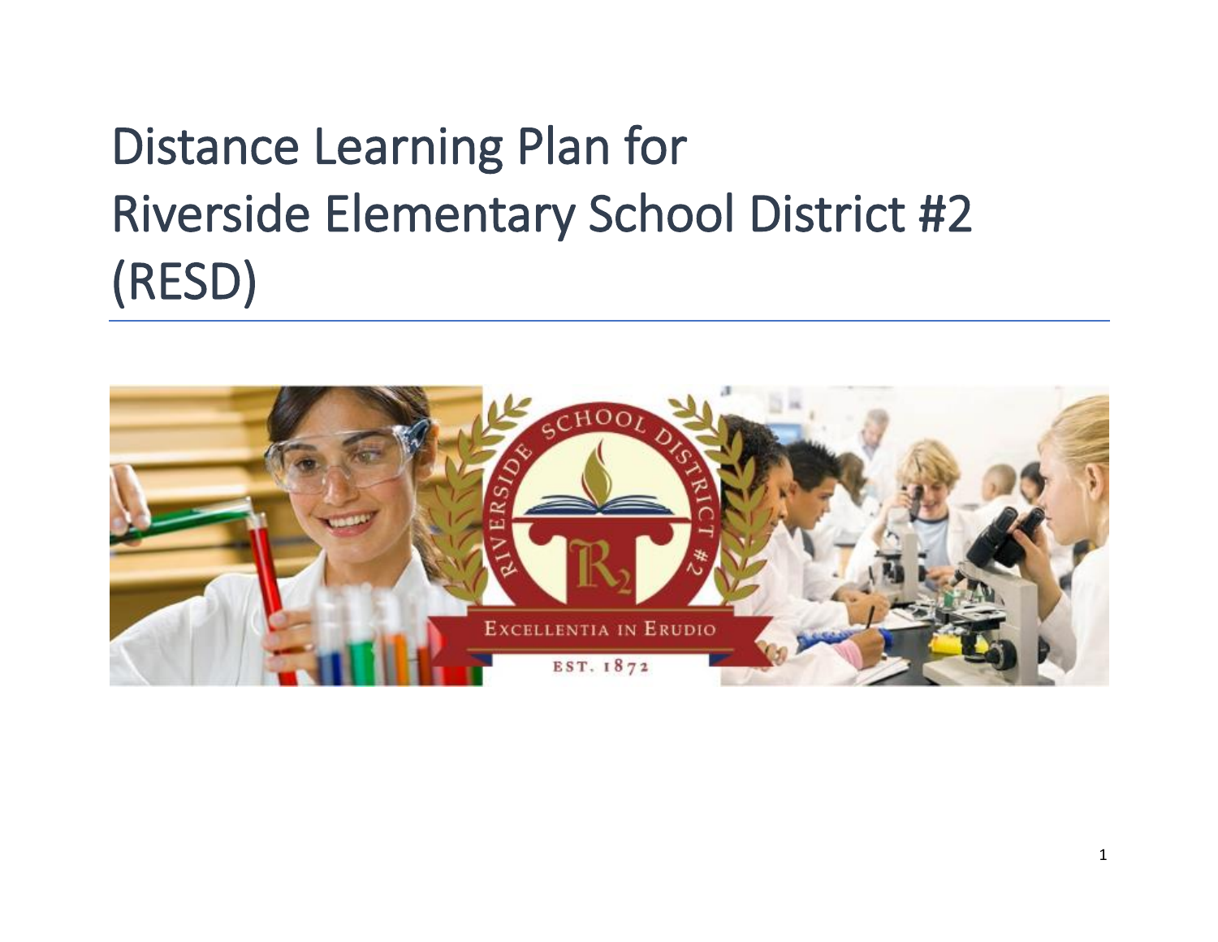# Distance Learning Plan for Riverside Elementary School District #2 (RESD)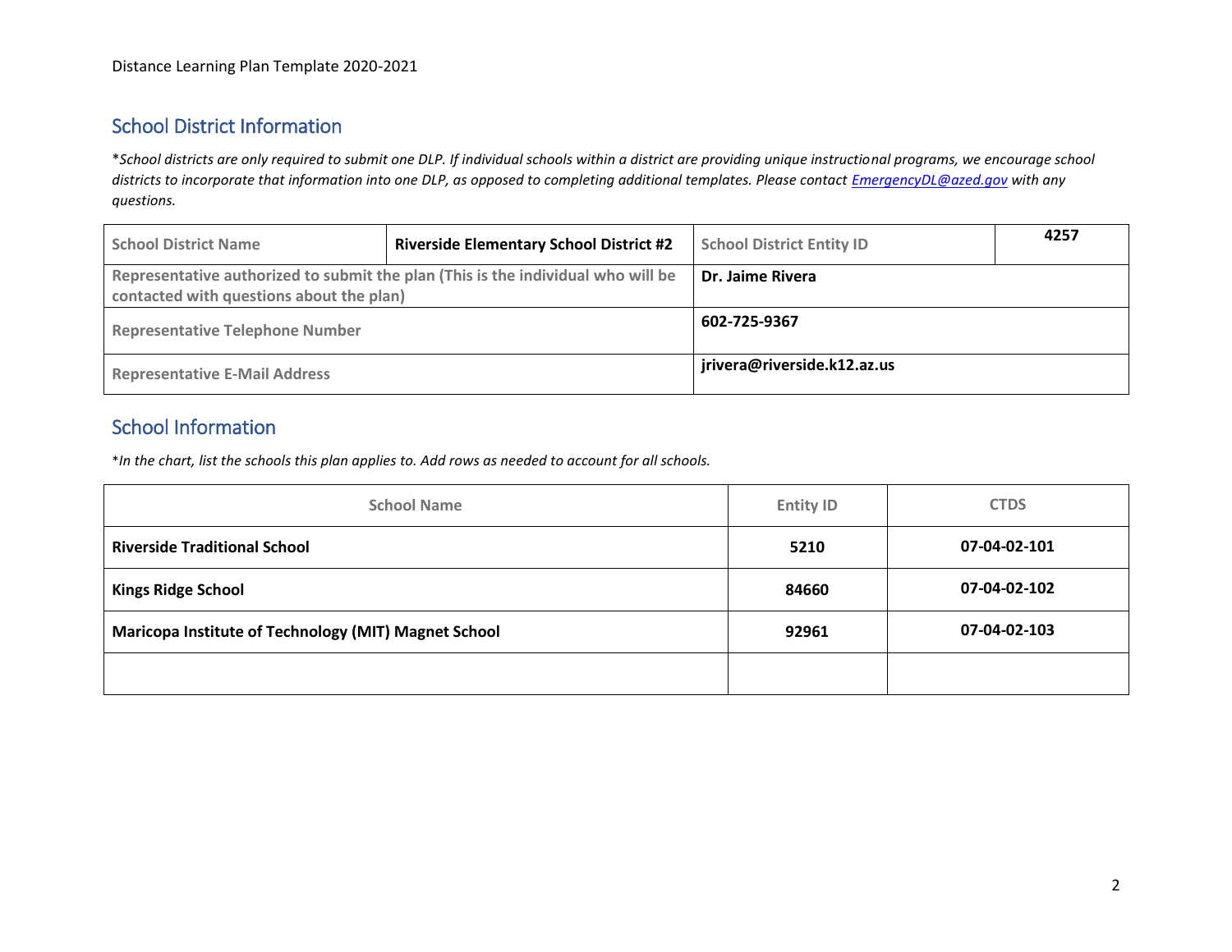## School District Information

*\*School districts are only required to submit one DLP. If individual schools within a district are providing unique instructional programs, we encourage school districts to incorporate that information into one DLP, as opposed to completing additional templates. Please contact [EmergencyDL@azed.gov](mailto:EmergencyDL@azed.gov) with any questions.*

| School District Name | **Riverside Elementary School District #2** | School District Entity ID | **4257** |
|---|---|---|---|
| Representative authorized to submit the plan (This is the individual who will be contacted with questions about the plan) | | **Dr. Jaime Rivera** | |
| Representative Telephone Number | | **602-725-9367** | |
| Representative E-Mail Address | | **jrivera@riverside.k12.az.us** | |

## School Information

*\*In the chart, list the schools this plan applies to. Add rows as needed to account for all schools.*

| School Name | Entity ID | CTDS |
|---|---|---|
| **Riverside Traditional School** | **5210** | **07-04-02-101** |
| **Kings Ridge School** | **84660** | **07-04-02-102** |
| **Maricopa Institute of Technology (MIT) Magnet School** | **92961** | **07-04-02-103** |
| | | |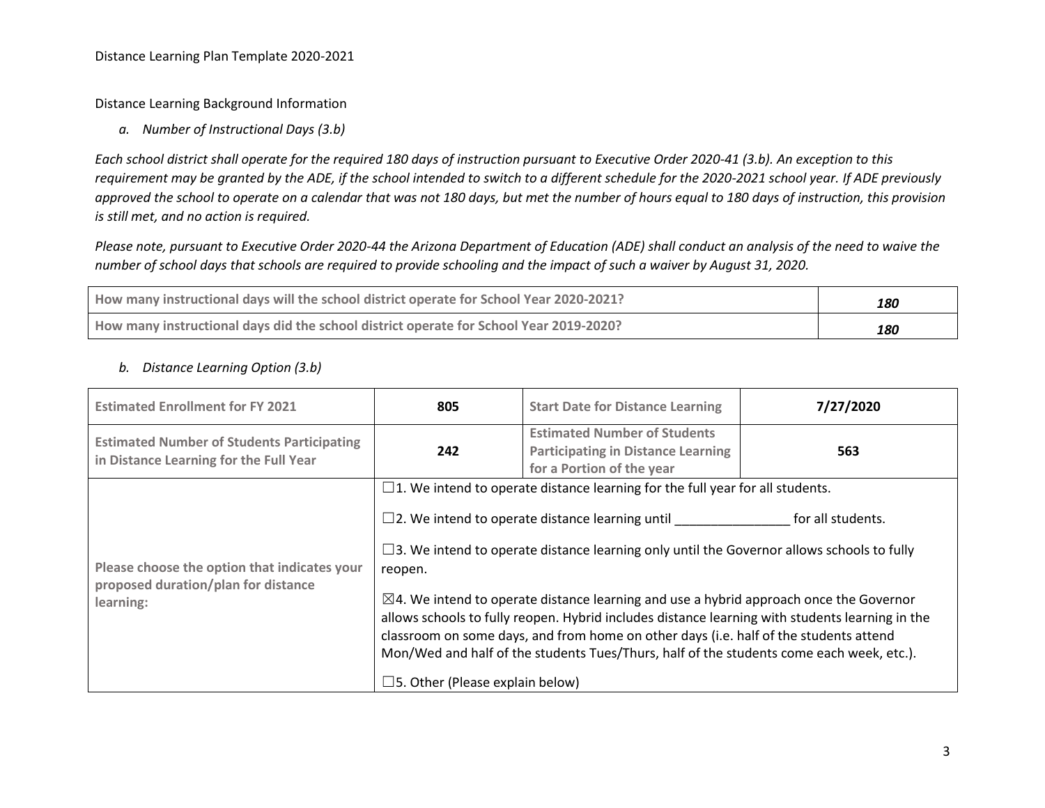Distance Learning Plan Template 2020-2021

Distance Learning Background Information

*a. Number of Instructional Days (3.b)*

*Each school district shall operate for the required 180 days of instruction pursuant to Executive Order 2020-41 (3.b). An exception to this requirement may be granted by the ADE, if the school intended to switch to a different schedule for the 2020-2021 school year. If ADE previously approved the school to operate on a calendar that was not 180 days, but met the number of hours equal to 180 days of instruction, this provision is still met, and no action is required.*

*Please note, pursuant to Executive Order 2020-44 the Arizona Department of Education (ADE) shall conduct an analysis of the need to waive the number of school days that schools are required to provide schooling and the impact of such a waiver by August 31, 2020.*

| | |
|---|---|
| **How many instructional days will the school district operate for School Year 2020-2021?** | ***180*** |
| **How many instructional days did the school district operate for School Year 2019-2020?** | ***180*** |

*b. Distance Learning Option (3.b)*

| | | | |
|---|---|---|---|
| **Estimated Enrollment for FY 2021** | **805** | **Start Date for Distance Learning** | **7/27/2020** |
| **Estimated Number of Students Participating in Distance Learning for the Full Year** | **242** | **Estimated Number of Students Participating in Distance Learning for a Portion of the year** | **563** |
| **Please choose the option that indicates your proposed duration/plan for distance learning:** | ☐1. We intend to operate distance learning for the full year for all students.<br><br>☐2. We intend to operate distance learning until ________________ for all students.<br><br>☐3. We intend to operate distance learning only until the Governor allows schools to fully reopen.<br><br>☒4. We intend to operate distance learning and use a hybrid approach once the Governor allows schools to fully reopen. Hybrid includes distance learning with students learning in the classroom on some days, and from home on other days (i.e. half of the students attend Mon/Wed and half of the students Tues/Thurs, half of the students come each week, etc.).<br><br>☐5. Other (Please explain below) | | |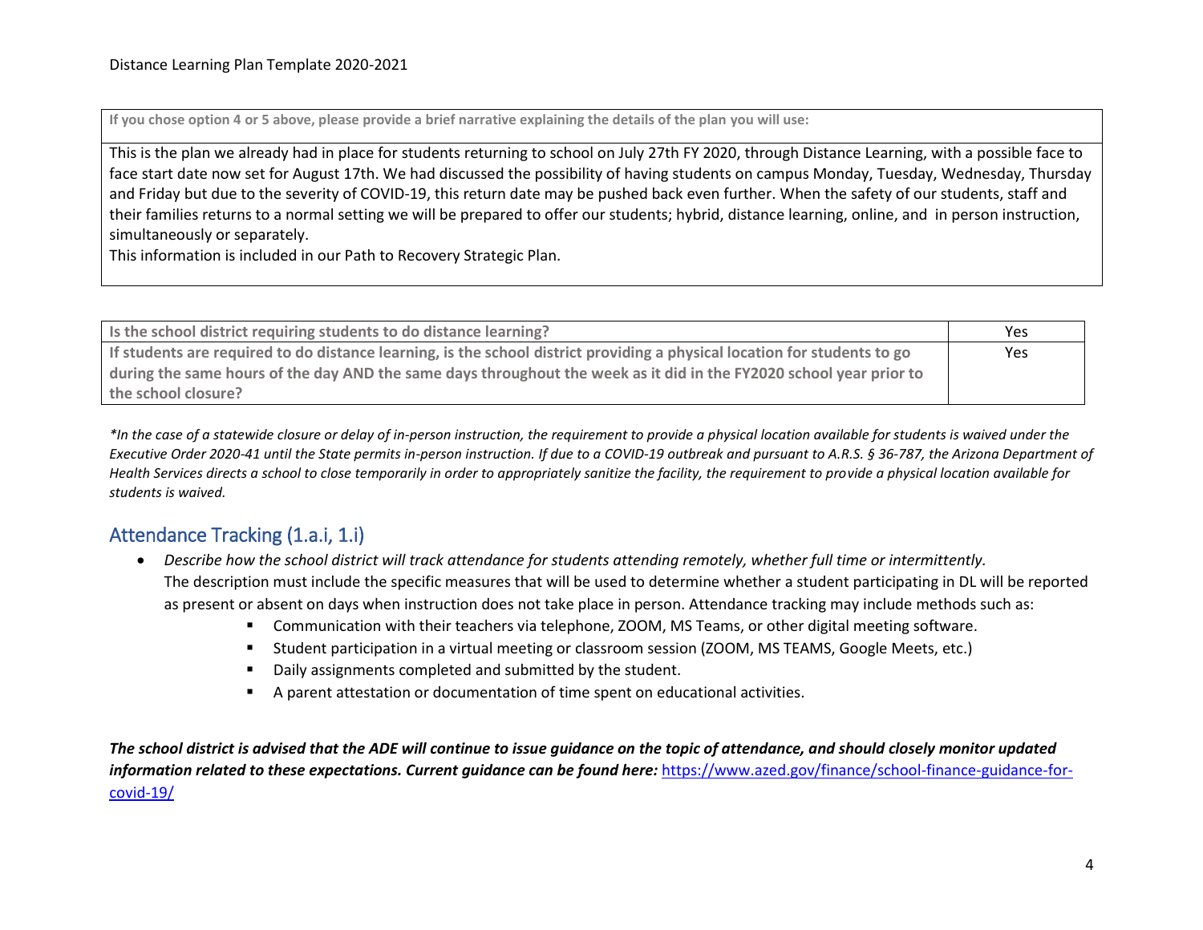| If you chose option 4 or 5 above, please provide a brief narrative explaining the details of the plan you will use: |
|---|
| This is the plan we already had in place for students returning to school on July 27th FY 2020, through Distance Learning, with a possible face to face start date now set for August 17th. We had discussed the possibility of having students on campus Monday, Tuesday, Wednesday, Thursday and Friday but due to the severity of COVID-19, this return date may be pushed back even further. When the safety of our students, staff and their families returns to a normal setting we will be prepared to offer our students; hybrid, distance learning, online, and in person instruction, simultaneously or separately.<br>This information is included in our Path to Recovery Strategic Plan. |

| Question | Response |
|---|---|
| Is the school district requiring students to do distance learning? | Yes |
| If students are required to do distance learning, is the school district providing a physical location for students to go during the same hours of the day AND the same days throughout the week as it did in the FY2020 school year prior to the school closure? | Yes |

*\*In the case of a statewide closure or delay of in-person instruction, the requirement to provide a physical location available for students is waived under the Executive Order 2020-41 until the State permits in-person instruction. If due to a COVID-19 outbreak and pursuant to A.R.S. § 36-787, the Arizona Department of Health Services directs a school to close temporarily in order to appropriately sanitize the facility, the requirement to provide a physical location available for students is waived.*

## Attendance Tracking (1.a.i, 1.i)

- *Describe how the school district will track attendance for students attending remotely, whether full time or intermittently.*
  The description must include the specific measures that will be used to determine whether a student participating in DL will be reported as present or absent on days when instruction does not take place in person. Attendance tracking may include methods such as:
  - Communication with their teachers via telephone, ZOOM, MS Teams, or other digital meeting software.
  - Student participation in a virtual meeting or classroom session (ZOOM, MS TEAMS, Google Meets, etc.)
  - Daily assignments completed and submitted by the student.
  - A parent attestation or documentation of time spent on educational activities.

***The school district is advised that the ADE will continue to issue guidance on the topic of attendance, and should closely monitor updated information related to these expectations. Current guidance can be found here:*** https://www.azed.gov/finance/school-finance-guidance-for-covid-19/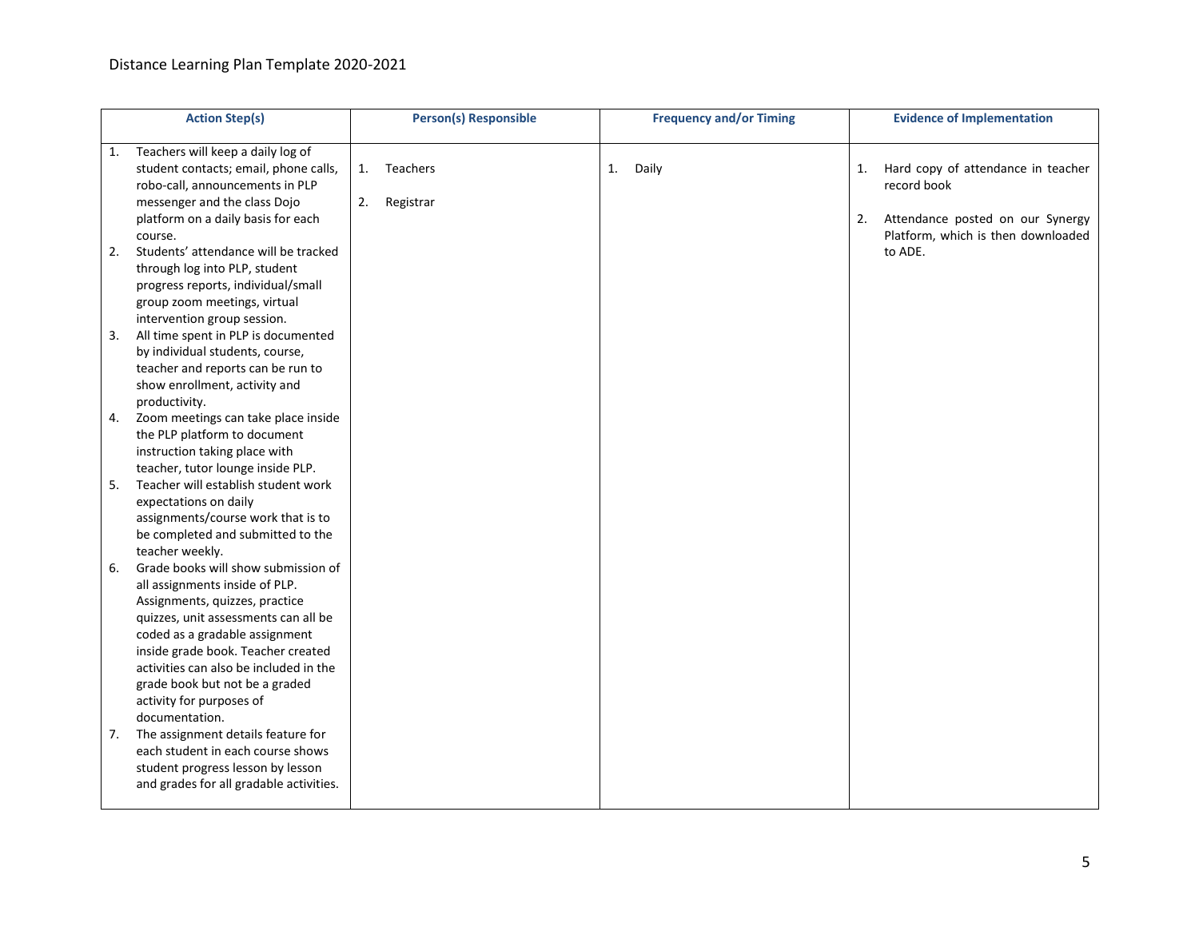| Action Step(s) | Person(s) Responsible | Frequency and/or Timing | Evidence of Implementation |
|---|---|---|---|
| 1. Teachers will keep a daily log of student contacts; email, phone calls, robo-call, announcements in PLP messenger and the class Dojo platform on a daily basis for each course.<br>2. Students' attendance will be tracked through log into PLP, student progress reports, individual/small group zoom meetings, virtual intervention group session.<br>3. All time spent in PLP is documented by individual students, course, teacher and reports can be run to show enrollment, activity and productivity.<br>4. Zoom meetings can take place inside the PLP platform to document instruction taking place with teacher, tutor lounge inside PLP.<br>5. Teacher will establish student work expectations on daily assignments/course work that is to be completed and submitted to the teacher weekly.<br>6. Grade books will show submission of all assignments inside of PLP. Assignments, quizzes, practice quizzes, unit assessments can all be coded as a gradable assignment inside grade book. Teacher created activities can also be included in the grade book but not be a graded activity for purposes of documentation.<br>7. The assignment details feature for each student in each course shows student progress lesson by lesson and grades for all gradable activities. | 1. Teachers<br>2. Registrar | 1. Daily | 1. Hard copy of attendance in teacher record book<br>2. Attendance posted on our Synergy Platform, which is then downloaded to ADE. |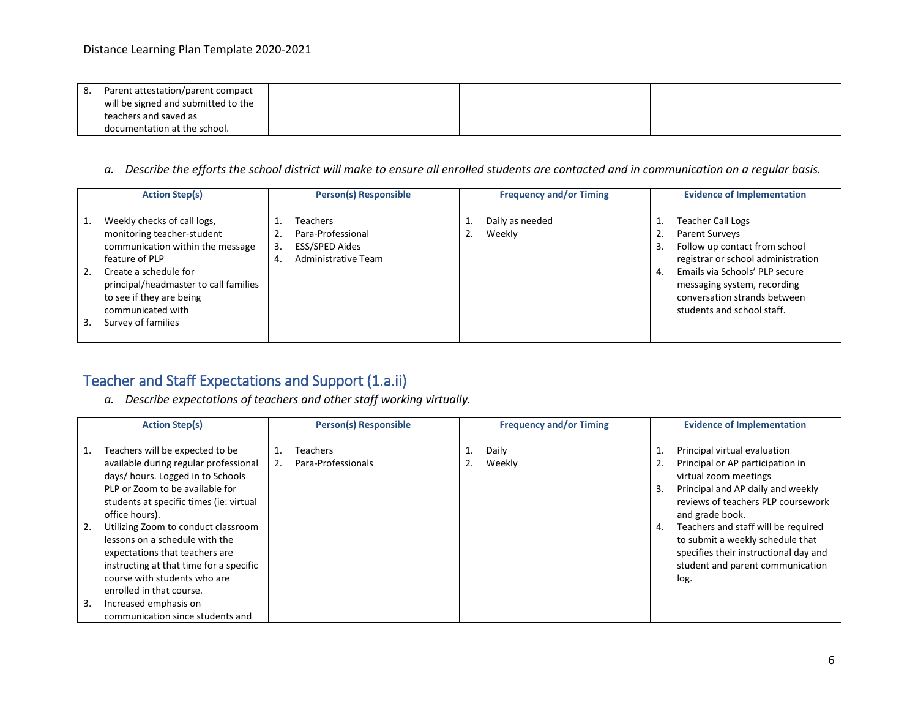| | | | |
|---|---|---|---|
| 8. Parent attestation/parent compact will be signed and submitted to the teachers and saved as documentation at the school. | | | |

*a. Describe the efforts the school district will make to ensure all enrolled students are contacted and in communication on a regular basis.*

| Action Step(s) | Person(s) Responsible | Frequency and/or Timing | Evidence of Implementation |
|---|---|---|---|
| 1. Weekly checks of call logs, monitoring teacher-student communication within the message feature of PLP<br>2. Create a schedule for principal/headmaster to call families to see if they are being communicated with<br>3. Survey of families | 1. Teachers<br>2. Para-Professional<br>3. ESS/SPED Aides<br>4. Administrative Team | 1. Daily as needed<br>2. Weekly | 1. Teacher Call Logs<br>2. Parent Surveys<br>3. Follow up contact from school registrar or school administration<br>4. Emails via Schools' PLP secure messaging system, recording conversation strands between students and school staff. |

## Teacher and Staff Expectations and Support (1.a.ii)

*a. Describe expectations of teachers and other staff working virtually.*

| Action Step(s) | Person(s) Responsible | Frequency and/or Timing | Evidence of Implementation |
|---|---|---|---|
| 1. Teachers will be expected to be available during regular professional days/ hours. Logged in to Schools PLP or Zoom to be available for students at specific times (ie: virtual office hours).<br>2. Utilizing Zoom to conduct classroom lessons on a schedule with the expectations that teachers are instructing at that time for a specific course with students who are enrolled in that course.<br>3. Increased emphasis on communication since students and | 1. Teachers<br>2. Para-Professionals | 1. Daily<br>2. Weekly | 1. Principal virtual evaluation<br>2. Principal or AP participation in virtual zoom meetings<br>3. Principal and AP daily and weekly reviews of teachers PLP coursework and grade book.<br>4. Teachers and staff will be required to submit a weekly schedule that specifies their instructional day and student and parent communication log. |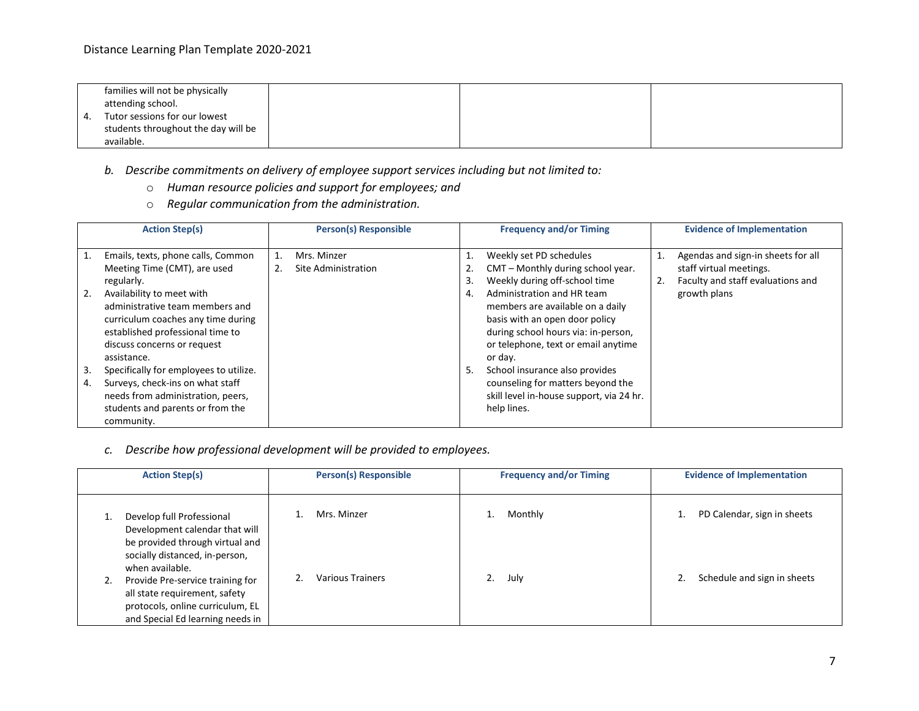| | | | |
|---|---|---|---|
| families will not be physically attending school.<br>4. Tutor sessions for our lowest students throughout the day will be available. | | | |

*b. Describe commitments on delivery of employee support services including but not limited to:*

- *Human resource policies and support for employees; and*
- *Regular communication from the administration.*

| Action Step(s) | Person(s) Responsible | Frequency and/or Timing | Evidence of Implementation |
|---|---|---|---|
| 1. Emails, texts, phone calls, Common Meeting Time (CMT), are used regularly.<br>2. Availability to meet with administrative team members and curriculum coaches any time during established professional time to discuss concerns or request assistance.<br>3. Specifically for employees to utilize.<br>4. Surveys, check-ins on what staff needs from administration, peers, students and parents or from the community. | 1. Mrs. Minzer<br>2. Site Administration | 1. Weekly set PD schedules<br>2. CMT – Monthly during school year.<br>3. Weekly during off-school time<br>4. Administration and HR team members are available on a daily basis with an open door policy during school hours via: in-person, or telephone, text or email anytime or day.<br>5. School insurance also provides counseling for matters beyond the skill level in-house support, via 24 hr. help lines. | 1. Agendas and sign-in sheets for all staff virtual meetings.<br>2. Faculty and staff evaluations and growth plans |

*c. Describe how professional development will be provided to employees.*

| Action Step(s) | Person(s) Responsible | Frequency and/or Timing | Evidence of Implementation |
|---|---|---|---|
| 1. Develop full Professional Development calendar that will be provided through virtual and socially distanced, in-person, when available. | 1. Mrs. Minzer | 1. Monthly | 1. PD Calendar, sign in sheets |
| 2. Provide Pre-service training for all state requirement, safety protocols, online curriculum, EL and Special Ed learning needs in | 2. Various Trainers | 2. July | 2. Schedule and sign in sheets |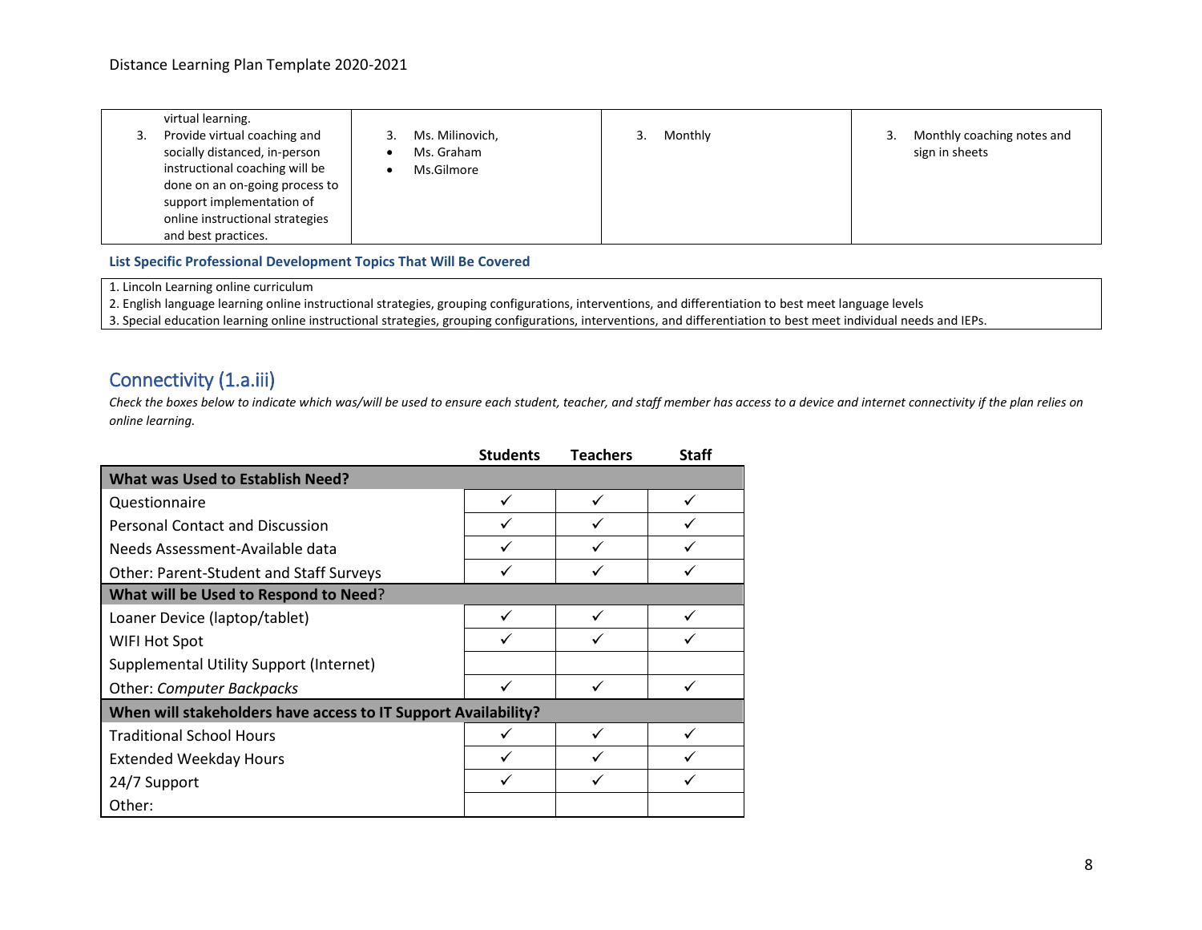| virtual learning.<br>3. Provide virtual coaching and socially distanced, in-person instructional coaching will be done on an on-going process to support implementation of online instructional strategies and best practices. | 3. Ms. Milinovich,<br>• Ms. Graham<br>• Ms.Gilmore | 3. Monthly | 3. Monthly coaching notes and sign in sheets |
|---|---|---|---|

**List Specific Professional Development Topics That Will Be Covered**

1. Lincoln Learning online curriculum
2. English language learning online instructional strategies, grouping configurations, interventions, and differentiation to best meet language levels
3. Special education learning online instructional strategies, grouping configurations, interventions, and differentiation to best meet individual needs and IEPs.

## Connectivity (1.a.iii)

*Check the boxes below to indicate which was/will be used to ensure each student, teacher, and staff member has access to a device and internet connectivity if the plan relies on online learning.*

| | Students | Teachers | Staff |
|---|---|---|---|
| **What was Used to Establish Need?** | | | |
| Questionnaire | ✓ | ✓ | ✓ |
| Personal Contact and Discussion | ✓ | ✓ | ✓ |
| Needs Assessment-Available data | ✓ | ✓ | ✓ |
| Other: Parent-Student and Staff Surveys | ✓ | ✓ | ✓ |
| **What will be Used to Respond to Need?** | | | |
| Loaner Device (laptop/tablet) | ✓ | ✓ | ✓ |
| WIFI Hot Spot | ✓ | ✓ | ✓ |
| Supplemental Utility Support (Internet) | | | |
| Other: *Computer Backpacks* | ✓ | ✓ | ✓ |
| **When will stakeholders have access to IT Support Availability?** | | | |
| Traditional School Hours | ✓ | ✓ | ✓ |
| Extended Weekday Hours | ✓ | ✓ | ✓ |
| 24/7 Support | ✓ | ✓ | ✓ |
| Other: | | | |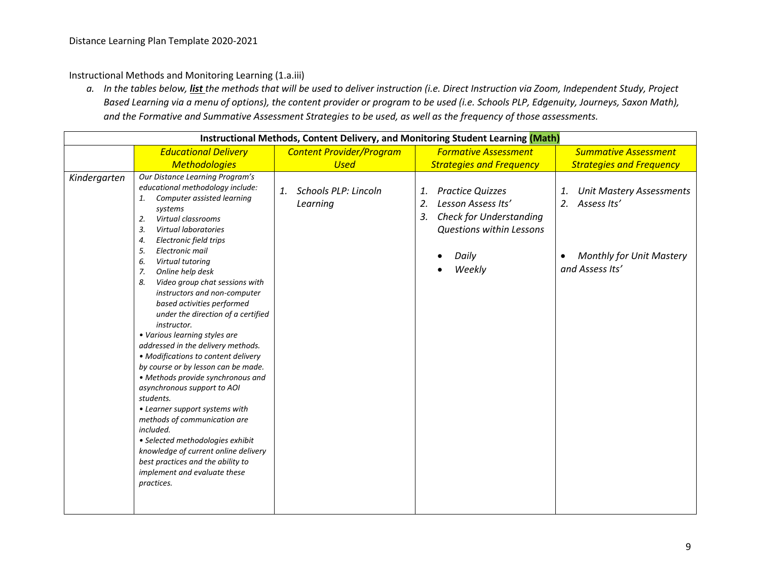Instructional Methods and Monitoring Learning (1.a.iii)

*a. In the tables below, **list** the methods that will be used to deliver instruction (i.e. Direct Instruction via Zoom, Independent Study, Project Based Learning via a menu of options), the content provider or program to be used (i.e. Schools PLP, Edgenuity, Journeys, Saxon Math), and the Formative and Summative Assessment Strategies to be used, as well as the frequency of those assessments.*

| **Instructional Methods, Content Delivery, and Monitoring Student Learning (Math)** | | | | |
|---|---|---|---|---|
| | *Educational Delivery Methodologies* | *Content Provider/Program Used* | *Formative Assessment Strategies and Frequency* | *Summative Assessment Strategies and Frequency* |
| *Kindergarten* | *Our Distance Learning Program's educational methodology include:*<br>*1. Computer assisted learning systems*<br>*2. Virtual classrooms*<br>*3. Virtual laboratories*<br>*4. Electronic field trips*<br>*5. Electronic mail*<br>*6. Virtual tutoring*<br>*7. Online help desk*<br>*8. Video group chat sessions with instructors and non-computer based activities performed under the direction of a certified instructor.*<br>*• Various learning styles are addressed in the delivery methods.*<br>*• Modifications to content delivery by course or by lesson can be made.*<br>*• Methods provide synchronous and asynchronous support to AOI students.*<br>*• Learner support systems with methods of communication are included.*<br>*• Selected methodologies exhibit knowledge of current online delivery best practices and the ability to implement and evaluate these practices.* | *1. Schools PLP: Lincoln Learning* | *1. Practice Quizzes*<br>*2. Lesson Assess Its'*<br>*3. Check for Understanding Questions within Lessons*<br><br>*• Daily*<br>*• Weekly* | *1. Unit Mastery Assessments*<br>*2. Assess Its'*<br><br>*• Monthly for Unit Mastery and Assess Its'* |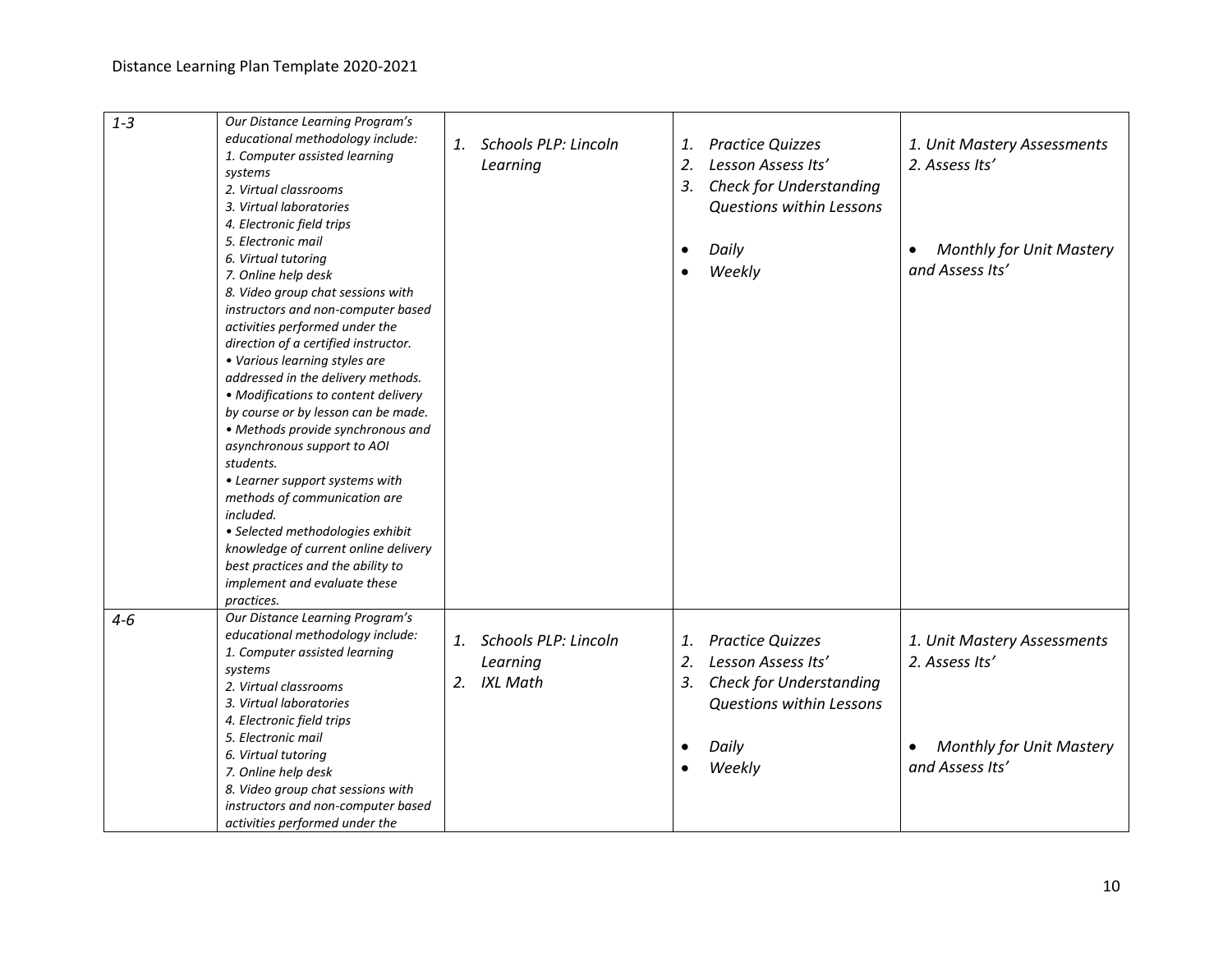| *1-3* | *Our Distance Learning Program's educational methodology include:*<br>*1. Computer assisted learning systems*<br>*2. Virtual classrooms*<br>*3. Virtual laboratories*<br>*4. Electronic field trips*<br>*5. Electronic mail*<br>*6. Virtual tutoring*<br>*7. Online help desk*<br>*8. Video group chat sessions with instructors and non-computer based activities performed under the direction of a certified instructor.*<br>*• Various learning styles are addressed in the delivery methods.*<br>*• Modifications to content delivery by course or by lesson can be made.*<br>*• Methods provide synchronous and asynchronous support to AOI students.*<br>*• Learner support systems with methods of communication are included.*<br>*• Selected methodologies exhibit knowledge of current online delivery best practices and the ability to implement and evaluate these practices.* | *1. Schools PLP: Lincoln Learning* | *1. Practice Quizzes*<br>*2. Lesson Assess Its'*<br>*3. Check for Understanding Questions within Lessons*<br><br>*• Daily*<br>*• Weekly* | *1. Unit Mastery Assessments*<br>*2. Assess Its'*<br><br>*• Monthly for Unit Mastery and Assess Its'* |
|---|---|---|---|---|
| *4-6* | *Our Distance Learning Program's educational methodology include:*<br>*1. Computer assisted learning systems*<br>*2. Virtual classrooms*<br>*3. Virtual laboratories*<br>*4. Electronic field trips*<br>*5. Electronic mail*<br>*6. Virtual tutoring*<br>*7. Online help desk*<br>*8. Video group chat sessions with instructors and non-computer based activities performed under the* | *1. Schools PLP: Lincoln Learning*<br>*2. IXL Math* | *1. Practice Quizzes*<br>*2. Lesson Assess Its'*<br>*3. Check for Understanding Questions within Lessons*<br><br>*• Daily*<br>*• Weekly* | *1. Unit Mastery Assessments*<br>*2. Assess Its'*<br><br>*• Monthly for Unit Mastery and Assess Its'* |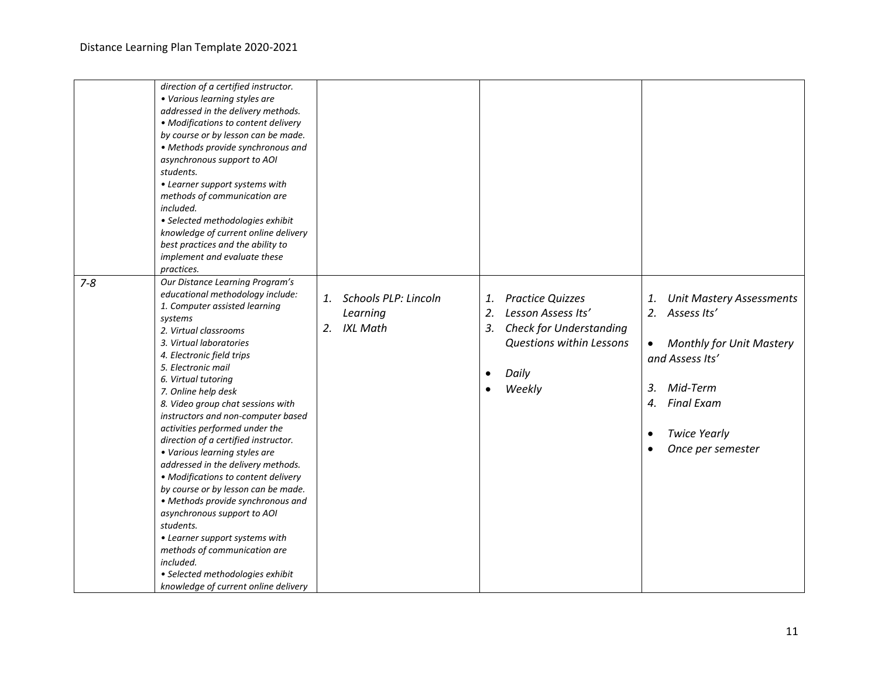| | | | | |
|---|---|---|---|---|
| | *direction of a certified instructor.*<br>*• Various learning styles are addressed in the delivery methods.*<br>*• Modifications to content delivery by course or by lesson can be made.*<br>*• Methods provide synchronous and asynchronous support to AOI students.*<br>*• Learner support systems with methods of communication are included.*<br>*• Selected methodologies exhibit knowledge of current online delivery best practices and the ability to implement and evaluate these practices.* | | | |
| *7-8* | *Our Distance Learning Program's educational methodology include:*<br>*1. Computer assisted learning systems*<br>*2. Virtual classrooms*<br>*3. Virtual laboratories*<br>*4. Electronic field trips*<br>*5. Electronic mail*<br>*6. Virtual tutoring*<br>*7. Online help desk*<br>*8. Video group chat sessions with instructors and non-computer based activities performed under the direction of a certified instructor.*<br>*• Various learning styles are addressed in the delivery methods.*<br>*• Modifications to content delivery by course or by lesson can be made.*<br>*• Methods provide synchronous and asynchronous support to AOI students.*<br>*• Learner support systems with methods of communication are included.*<br>*• Selected methodologies exhibit knowledge of current online delivery* | *1. Schools PLP: Lincoln Learning*<br>*2. IXL Math* | *1. Practice Quizzes*<br>*2. Lesson Assess Its'*<br>*3. Check for Understanding Questions within Lessons*<br><br>*• Daily*<br>*• Weekly* | *1. Unit Mastery Assessments*<br>*2. Assess Its'*<br><br>*• Monthly for Unit Mastery and Assess Its'*<br><br>*3. Mid-Term*<br>*4. Final Exam*<br><br>*• Twice Yearly*<br>*• Once per semester* |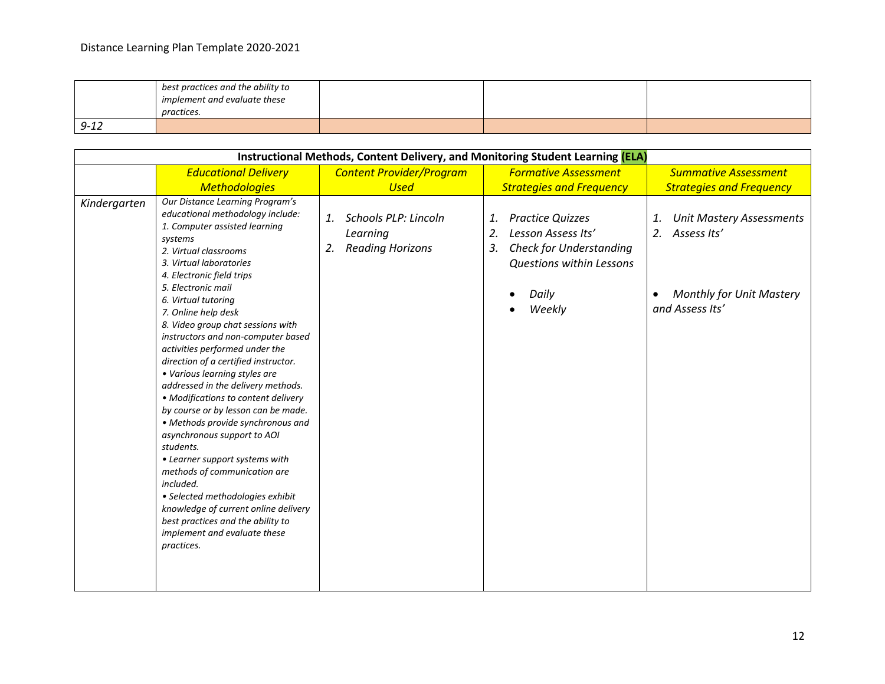| | | | | |
|---|---|---|---|---|
| | *best practices and the ability to implement and evaluate these practices.* | | | |
| *9-12* | | | | |

| **Instructional Methods, Content Delivery, and Monitoring Student Learning (ELA)** | | | | |
|---|---|---|---|---|
| | *Educational Delivery Methodologies* | *Content Provider/Program Used* | *Formative Assessment Strategies and Frequency* | *Summative Assessment Strategies and Frequency* |
| *Kindergarten* | *Our Distance Learning Program's educational methodology include:*<br>*1. Computer assisted learning systems*<br>*2. Virtual classrooms*<br>*3. Virtual laboratories*<br>*4. Electronic field trips*<br>*5. Electronic mail*<br>*6. Virtual tutoring*<br>*7. Online help desk*<br>*8. Video group chat sessions with instructors and non-computer based activities performed under the direction of a certified instructor.*<br>*• Various learning styles are addressed in the delivery methods.*<br>*• Modifications to content delivery by course or by lesson can be made.*<br>*• Methods provide synchronous and asynchronous support to AOI students.*<br>*• Learner support systems with methods of communication are included.*<br>*• Selected methodologies exhibit knowledge of current online delivery best practices and the ability to implement and evaluate these practices.* | *1. Schools PLP: Lincoln Learning*<br>*2. Reading Horizons* | *1. Practice Quizzes*<br>*2. Lesson Assess Its'*<br>*3. Check for Understanding Questions within Lessons*<br><br>*• Daily*<br>*• Weekly* | *1. Unit Mastery Assessments*<br>*2. Assess Its'*<br><br>*• Monthly for Unit Mastery and Assess Its'* |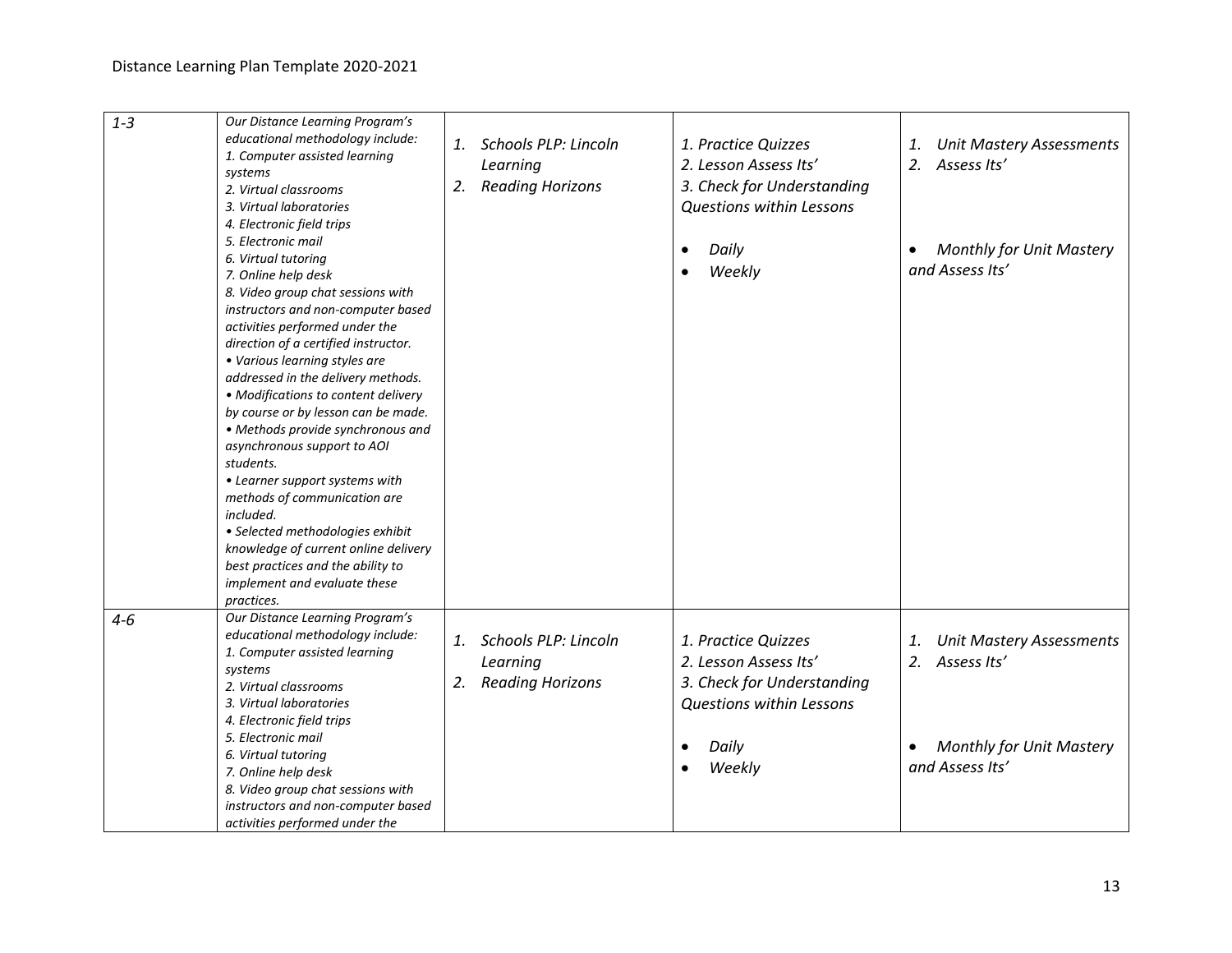| | | | | |
|---|---|---|---|---|
| *1-3* | *Our Distance Learning Program's educational methodology include:*<br>*1. Computer assisted learning systems*<br>*2. Virtual classrooms*<br>*3. Virtual laboratories*<br>*4. Electronic field trips*<br>*5. Electronic mail*<br>*6. Virtual tutoring*<br>*7. Online help desk*<br>*8. Video group chat sessions with instructors and non-computer based activities performed under the direction of a certified instructor.*<br>*• Various learning styles are addressed in the delivery methods.*<br>*• Modifications to content delivery by course or by lesson can be made.*<br>*• Methods provide synchronous and asynchronous support to AOI students.*<br>*• Learner support systems with methods of communication are included.*<br>*• Selected methodologies exhibit knowledge of current online delivery best practices and the ability to implement and evaluate these practices.* | *1. Schools PLP: Lincoln Learning*<br>*2. Reading Horizons* | *1. Practice Quizzes*<br>*2. Lesson Assess Its'*<br>*3. Check for Understanding Questions within Lessons*<br><br>*• Daily*<br>*• Weekly* | *1. Unit Mastery Assessments*<br>*2. Assess Its'*<br><br>*• Monthly for Unit Mastery and Assess Its'* |
| *4-6* | *Our Distance Learning Program's educational methodology include:*<br>*1. Computer assisted learning systems*<br>*2. Virtual classrooms*<br>*3. Virtual laboratories*<br>*4. Electronic field trips*<br>*5. Electronic mail*<br>*6. Virtual tutoring*<br>*7. Online help desk*<br>*8. Video group chat sessions with instructors and non-computer based activities performed under the* | *1. Schools PLP: Lincoln Learning*<br>*2. Reading Horizons* | *1. Practice Quizzes*<br>*2. Lesson Assess Its'*<br>*3. Check for Understanding Questions within Lessons*<br><br>*• Daily*<br>*• Weekly* | *1. Unit Mastery Assessments*<br>*2. Assess Its'*<br><br>*• Monthly for Unit Mastery and Assess Its'* |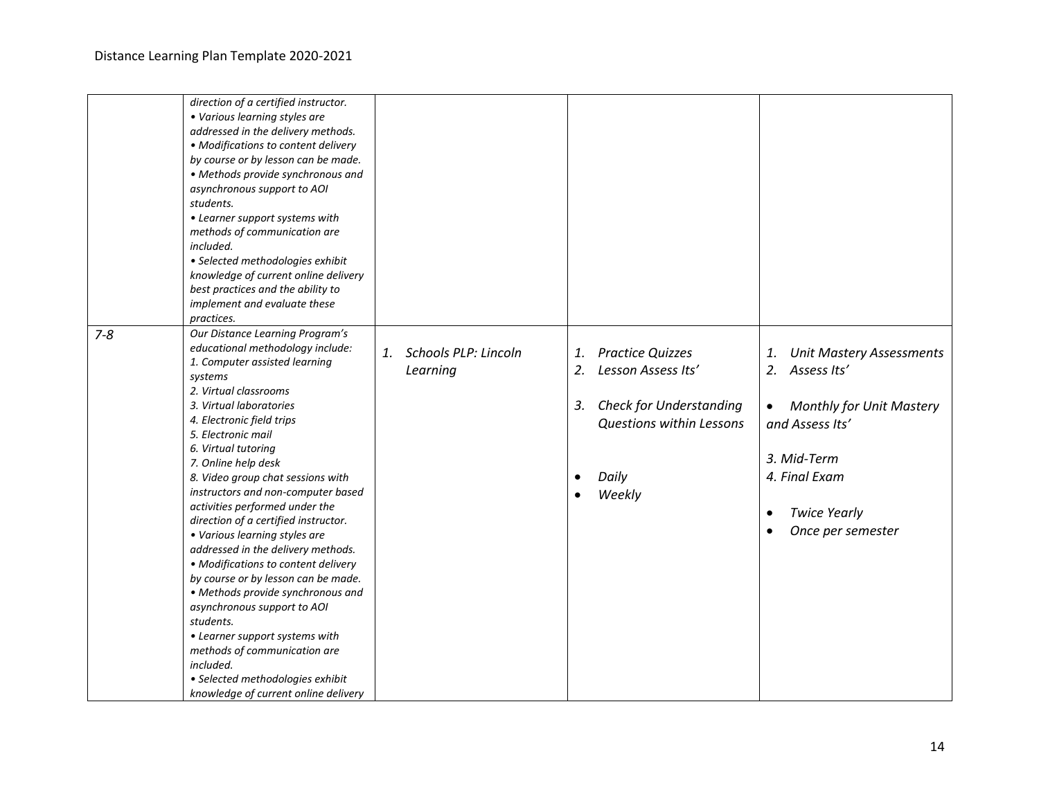| | | | | |
|---|---|---|---|---|
| | *direction of a certified instructor.*<br>*• Various learning styles are addressed in the delivery methods.*<br>*• Modifications to content delivery by course or by lesson can be made.*<br>*• Methods provide synchronous and asynchronous support to AOI students.*<br>*• Learner support systems with methods of communication are included.*<br>*• Selected methodologies exhibit knowledge of current online delivery best practices and the ability to implement and evaluate these practices.* | | | |
| *7-8* | *Our Distance Learning Program's educational methodology include:*<br>*1. Computer assisted learning systems*<br>*2. Virtual classrooms*<br>*3. Virtual laboratories*<br>*4. Electronic field trips*<br>*5. Electronic mail*<br>*6. Virtual tutoring*<br>*7. Online help desk*<br>*8. Video group chat sessions with instructors and non-computer based activities performed under the direction of a certified instructor.*<br>*• Various learning styles are addressed in the delivery methods.*<br>*• Modifications to content delivery by course or by lesson can be made.*<br>*• Methods provide synchronous and asynchronous support to AOI students.*<br>*• Learner support systems with methods of communication are included.*<br>*• Selected methodologies exhibit knowledge of current online delivery* | *1. Schools PLP: Lincoln Learning* | *1. Practice Quizzes*<br>*2. Lesson Assess Its'*<br>*3. Check for Understanding Questions within Lessons*<br>*• Daily*<br>*• Weekly* | *1. Unit Mastery Assessments*<br>*2. Assess Its'*<br>*• Monthly for Unit Mastery and Assess Its'*<br>*3. Mid-Term*<br>*4. Final Exam*<br>*• Twice Yearly*<br>*• Once per semester* |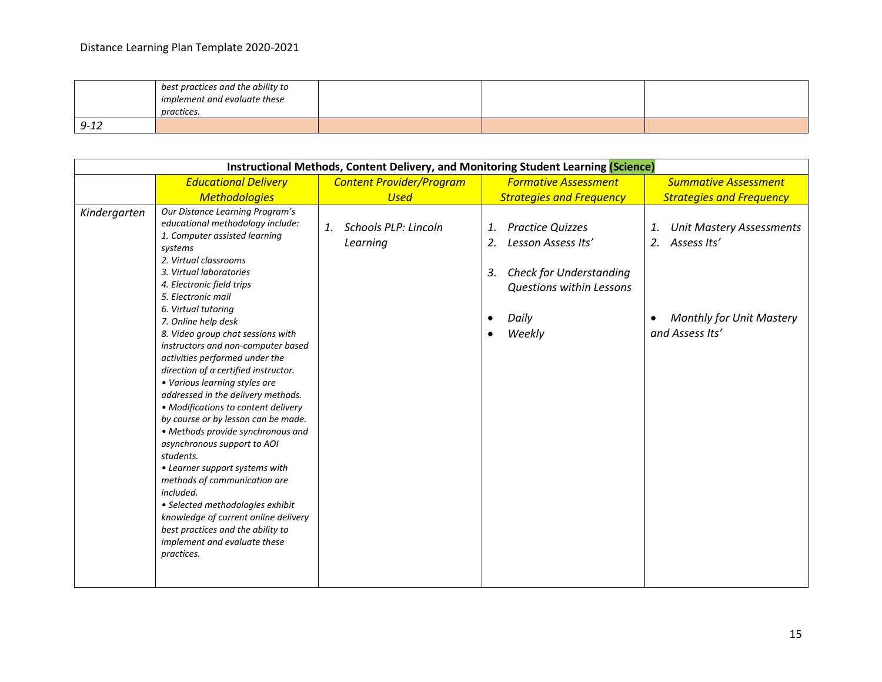| | | | | |
|---|---|---|---|---|
| | *best practices and the ability to implement and evaluate these practices.* | | | |
| *9-12* | | | | |

| **Instructional Methods, Content Delivery, and Monitoring Student Learning (Science)** | | | | |
|---|---|---|---|---|
| | *Educational Delivery Methodologies* | *Content Provider/Program Used* | *Formative Assessment Strategies and Frequency* | *Summative Assessment Strategies and Frequency* |
| *Kindergarten* | *Our Distance Learning Program's educational methodology include:* <br> *1. Computer assisted learning systems* <br> *2. Virtual classrooms* <br> *3. Virtual laboratories* <br> *4. Electronic field trips* <br> *5. Electronic mail* <br> *6. Virtual tutoring* <br> *7. Online help desk* <br> *8. Video group chat sessions with instructors and non-computer based activities performed under the direction of a certified instructor.* <br> *• Various learning styles are addressed in the delivery methods.* <br> *• Modifications to content delivery by course or by lesson can be made.* <br> *• Methods provide synchronous and asynchronous support to AOI students.* <br> *• Learner support systems with methods of communication are included.* <br> *• Selected methodologies exhibit knowledge of current online delivery best practices and the ability to implement and evaluate these practices.* | *1. Schools PLP: Lincoln Learning* | *1. Practice Quizzes* <br> *2. Lesson Assess Its'* <br> *3. Check for Understanding Questions within Lessons* <br> *• Daily* <br> *• Weekly* | *1. Unit Mastery Assessments* <br> *2. Assess Its'* <br> *• Monthly for Unit Mastery and Assess Its'* |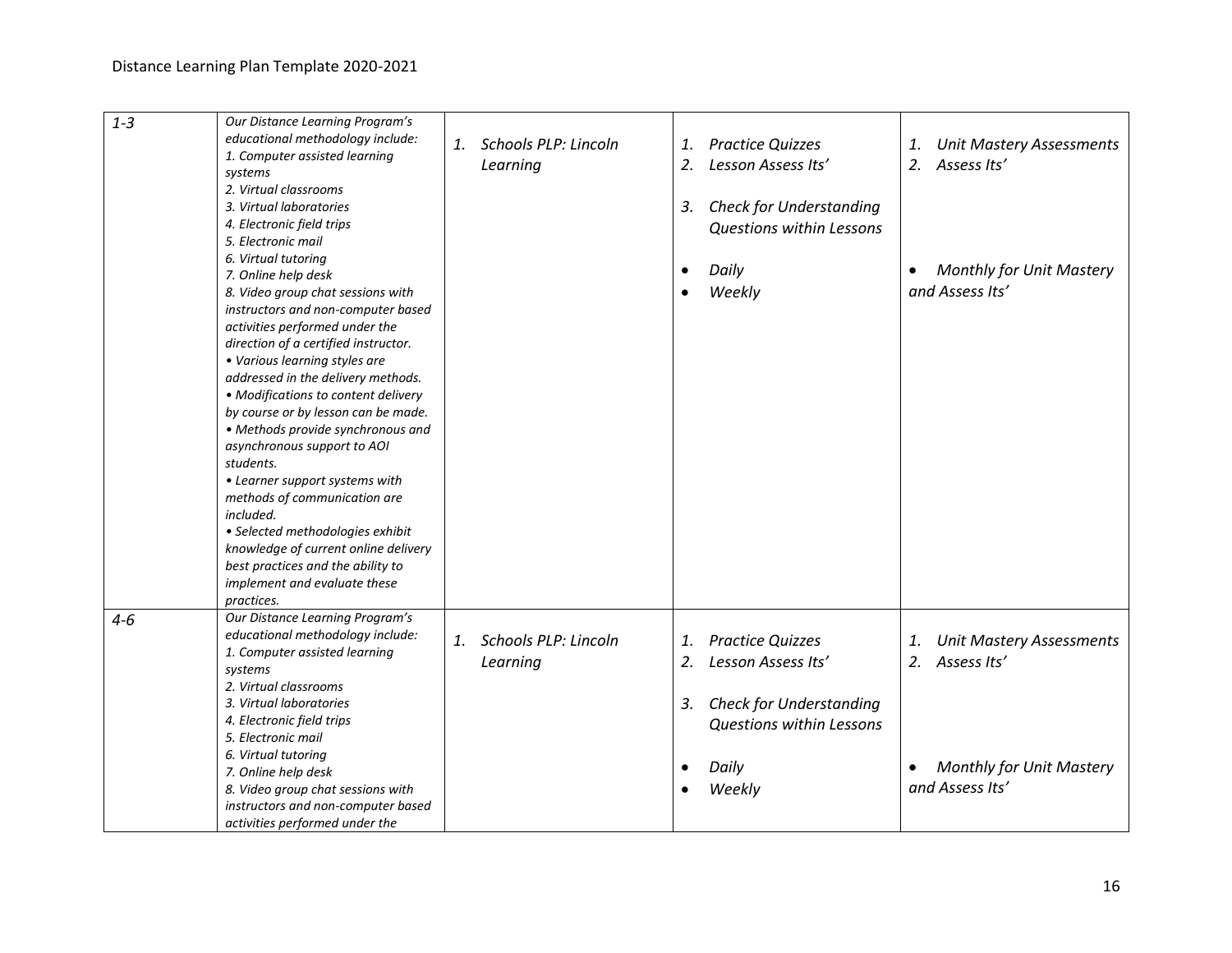| | | | | |
|---|---|---|---|---|
| *1-3* | *Our Distance Learning Program's educational methodology include:*<br>*1. Computer assisted learning systems*<br>*2. Virtual classrooms*<br>*3. Virtual laboratories*<br>*4. Electronic field trips*<br>*5. Electronic mail*<br>*6. Virtual tutoring*<br>*7. Online help desk*<br>*8. Video group chat sessions with instructors and non-computer based activities performed under the direction of a certified instructor.*<br>*• Various learning styles are addressed in the delivery methods.*<br>*• Modifications to content delivery by course or by lesson can be made.*<br>*• Methods provide synchronous and asynchronous support to AOI students.*<br>*• Learner support systems with methods of communication are included.*<br>*• Selected methodologies exhibit knowledge of current online delivery best practices and the ability to implement and evaluate these practices.* | *1. Schools PLP: Lincoln Learning* | *1. Practice Quizzes*<br>*2. Lesson Assess Its'*<br>*3. Check for Understanding Questions within Lessons*<br>*• Daily*<br>*• Weekly* | *1. Unit Mastery Assessments*<br>*2. Assess Its'*<br>*• Monthly for Unit Mastery and Assess Its'* |
| *4-6* | *Our Distance Learning Program's educational methodology include:*<br>*1. Computer assisted learning systems*<br>*2. Virtual classrooms*<br>*3. Virtual laboratories*<br>*4. Electronic field trips*<br>*5. Electronic mail*<br>*6. Virtual tutoring*<br>*7. Online help desk*<br>*8. Video group chat sessions with instructors and non-computer based activities performed under the* | *1. Schools PLP: Lincoln Learning* | *1. Practice Quizzes*<br>*2. Lesson Assess Its'*<br>*3. Check for Understanding Questions within Lessons*<br>*• Daily*<br>*• Weekly* | *1. Unit Mastery Assessments*<br>*2. Assess Its'*<br>*• Monthly for Unit Mastery and Assess Its'* |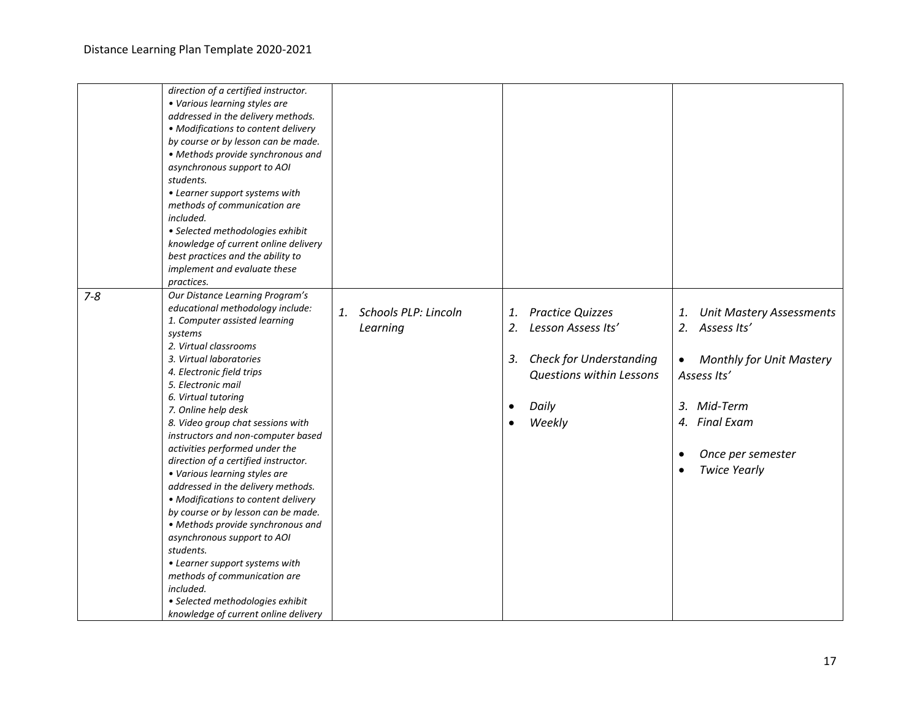| | | | | |
|---|---|---|---|---|
| | *direction of a certified instructor.*<br>*• Various learning styles are addressed in the delivery methods.*<br>*• Modifications to content delivery by course or by lesson can be made.*<br>*• Methods provide synchronous and asynchronous support to AOI students.*<br>*• Learner support systems with methods of communication are included.*<br>*• Selected methodologies exhibit knowledge of current online delivery best practices and the ability to implement and evaluate these practices.* | | | |
| *7-8* | *Our Distance Learning Program's educational methodology include:*<br>*1. Computer assisted learning systems*<br>*2. Virtual classrooms*<br>*3. Virtual laboratories*<br>*4. Electronic field trips*<br>*5. Electronic mail*<br>*6. Virtual tutoring*<br>*7. Online help desk*<br>*8. Video group chat sessions with instructors and non-computer based activities performed under the direction of a certified instructor.*<br>*• Various learning styles are addressed in the delivery methods.*<br>*• Modifications to content delivery by course or by lesson can be made.*<br>*• Methods provide synchronous and asynchronous support to AOI students.*<br>*• Learner support systems with methods of communication are included.*<br>*• Selected methodologies exhibit knowledge of current online delivery* | *1. Schools PLP: Lincoln Learning* | *1. Practice Quizzes*<br>*2. Lesson Assess Its'*<br><br>*3. Check for Understanding Questions within Lessons*<br><br>*• Daily*<br>*• Weekly* | *1. Unit Mastery Assessments*<br>*2. Assess Its'*<br><br>*• Monthly for Unit Mastery Assess Its'*<br><br>*3. Mid-Term*<br>*4. Final Exam*<br><br>*• Once per semester*<br>*• Twice Yearly* |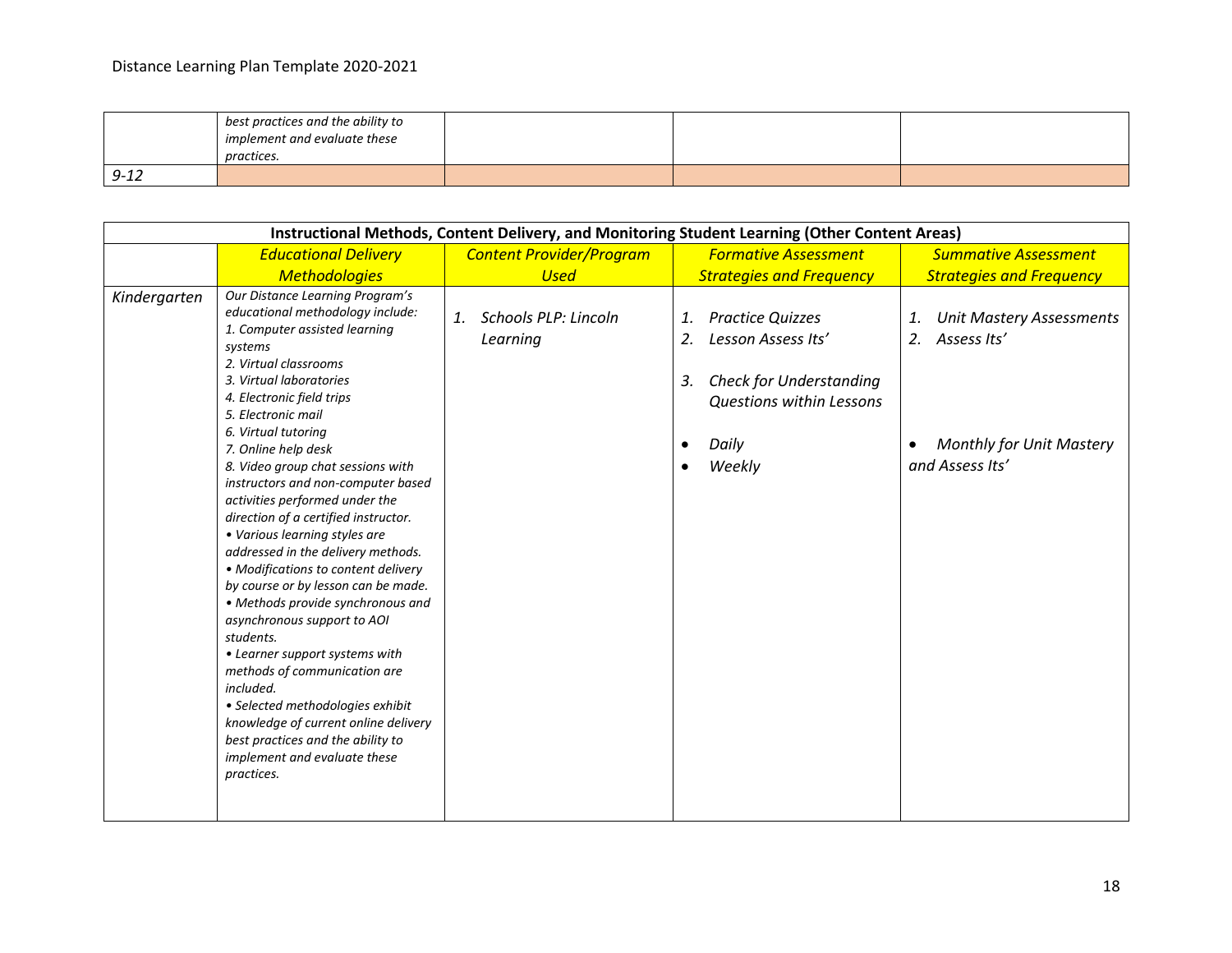| | | | | |
|---|---|---|---|---|
| | *best practices and the ability to implement and evaluate these practices.* | | | |
| *9-12* | | | | |

| **Instructional Methods, Content Delivery, and Monitoring Student Learning (Other Content Areas)** | | | | |
|---|---|---|---|---|
| | *Educational Delivery Methodologies* | *Content Provider/Program Used* | *Formative Assessment Strategies and Frequency* | *Summative Assessment Strategies and Frequency* |
| *Kindergarten* | *Our Distance Learning Program's educational methodology include:*<br>*1. Computer assisted learning systems*<br>*2. Virtual classrooms*<br>*3. Virtual laboratories*<br>*4. Electronic field trips*<br>*5. Electronic mail*<br>*6. Virtual tutoring*<br>*7. Online help desk*<br>*8. Video group chat sessions with instructors and non-computer based activities performed under the direction of a certified instructor.*<br>*• Various learning styles are addressed in the delivery methods.*<br>*• Modifications to content delivery by course or by lesson can be made.*<br>*• Methods provide synchronous and asynchronous support to AOI students.*<br>*• Learner support systems with methods of communication are included.*<br>*• Selected methodologies exhibit knowledge of current online delivery best practices and the ability to implement and evaluate these practices.* | *1. Schools PLP: Lincoln Learning* | *1. Practice Quizzes*<br>*2. Lesson Assess Its'*<br>*3. Check for Understanding Questions within Lessons*<br>*• Daily*<br>*• Weekly* | *1. Unit Mastery Assessments*<br>*2. Assess Its'*<br>*• Monthly for Unit Mastery and Assess Its'* |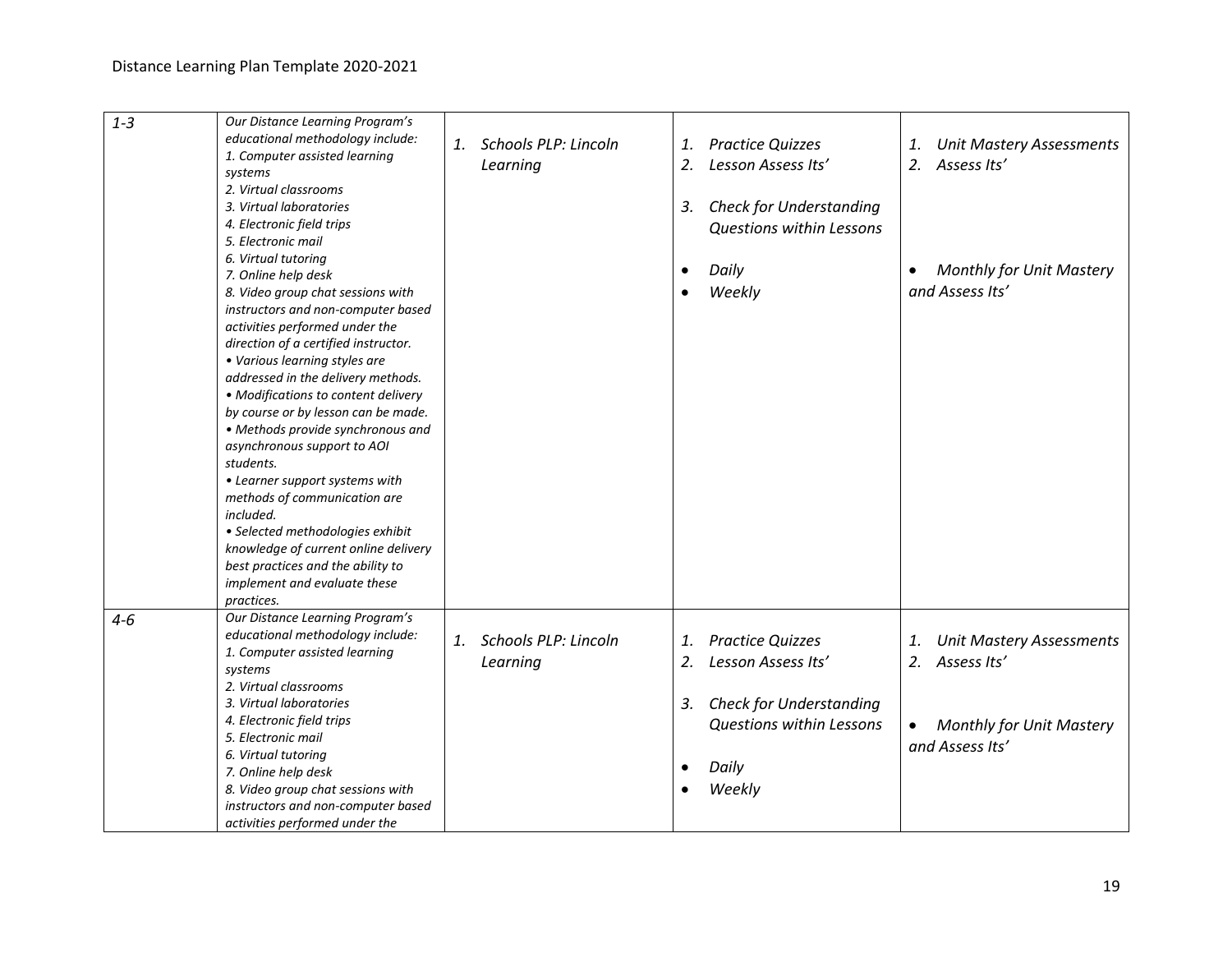| | | | | |
|---|---|---|---|---|
| *1-3* | *Our Distance Learning Program's educational methodology include:*<br>*1. Computer assisted learning systems*<br>*2. Virtual classrooms*<br>*3. Virtual laboratories*<br>*4. Electronic field trips*<br>*5. Electronic mail*<br>*6. Virtual tutoring*<br>*7. Online help desk*<br>*8. Video group chat sessions with instructors and non-computer based activities performed under the direction of a certified instructor.*<br>*• Various learning styles are addressed in the delivery methods.*<br>*• Modifications to content delivery by course or by lesson can be made.*<br>*• Methods provide synchronous and asynchronous support to AOI students.*<br>*• Learner support systems with methods of communication are included.*<br>*• Selected methodologies exhibit knowledge of current online delivery best practices and the ability to implement and evaluate these practices.* | *1. Schools PLP: Lincoln Learning* | *1. Practice Quizzes*<br>*2. Lesson Assess Its'*<br>*3. Check for Understanding Questions within Lessons*<br>• *Daily*<br>• *Weekly* | *1. Unit Mastery Assessments*<br>*2. Assess Its'*<br>• *Monthly for Unit Mastery and Assess Its'* |
| *4-6* | *Our Distance Learning Program's educational methodology include:*<br>*1. Computer assisted learning systems*<br>*2. Virtual classrooms*<br>*3. Virtual laboratories*<br>*4. Electronic field trips*<br>*5. Electronic mail*<br>*6. Virtual tutoring*<br>*7. Online help desk*<br>*8. Video group chat sessions with instructors and non-computer based activities performed under the* | *1. Schools PLP: Lincoln Learning* | *1. Practice Quizzes*<br>*2. Lesson Assess Its'*<br>*3. Check for Understanding Questions within Lessons*<br>• *Daily*<br>• *Weekly* | *1. Unit Mastery Assessments*<br>*2. Assess Its'*<br>• *Monthly for Unit Mastery and Assess Its'* |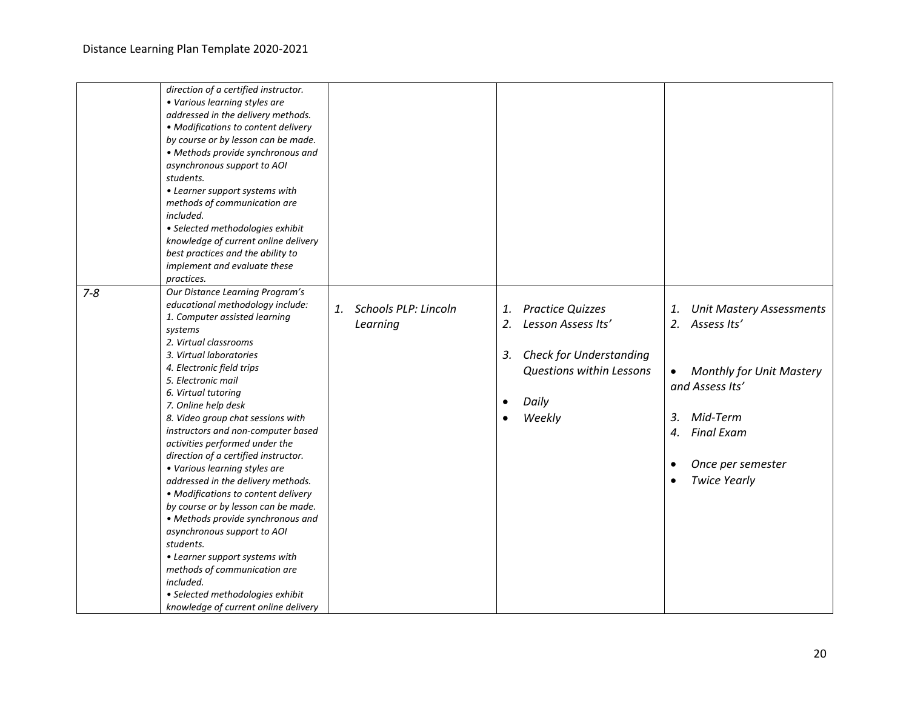| | | | | |
|---|---|---|---|---|
| | *direction of a certified instructor.*<br>*• Various learning styles are addressed in the delivery methods.*<br>*• Modifications to content delivery by course or by lesson can be made.*<br>*• Methods provide synchronous and asynchronous support to AOI students.*<br>*• Learner support systems with methods of communication are included.*<br>*• Selected methodologies exhibit knowledge of current online delivery best practices and the ability to implement and evaluate these practices.* | | | |
| *7-8* | *Our Distance Learning Program's educational methodology include:*<br>*1. Computer assisted learning systems*<br>*2. Virtual classrooms*<br>*3. Virtual laboratories*<br>*4. Electronic field trips*<br>*5. Electronic mail*<br>*6. Virtual tutoring*<br>*7. Online help desk*<br>*8. Video group chat sessions with instructors and non-computer based activities performed under the direction of a certified instructor.*<br>*• Various learning styles are addressed in the delivery methods.*<br>*• Modifications to content delivery by course or by lesson can be made.*<br>*• Methods provide synchronous and asynchronous support to AOI students.*<br>*• Learner support systems with methods of communication are included.*<br>*• Selected methodologies exhibit knowledge of current online delivery* | *1. Schools PLP: Lincoln Learning* | *1. Practice Quizzes*<br>*2. Lesson Assess Its'*<br><br>*3. Check for Understanding Questions within Lessons*<br><br>*• Daily*<br>*• Weekly* | *1. Unit Mastery Assessments*<br>*2. Assess Its'*<br><br>*• Monthly for Unit Mastery and Assess Its'*<br><br>*3. Mid-Term*<br>*4. Final Exam*<br><br>*• Once per semester*<br>*• Twice Yearly* |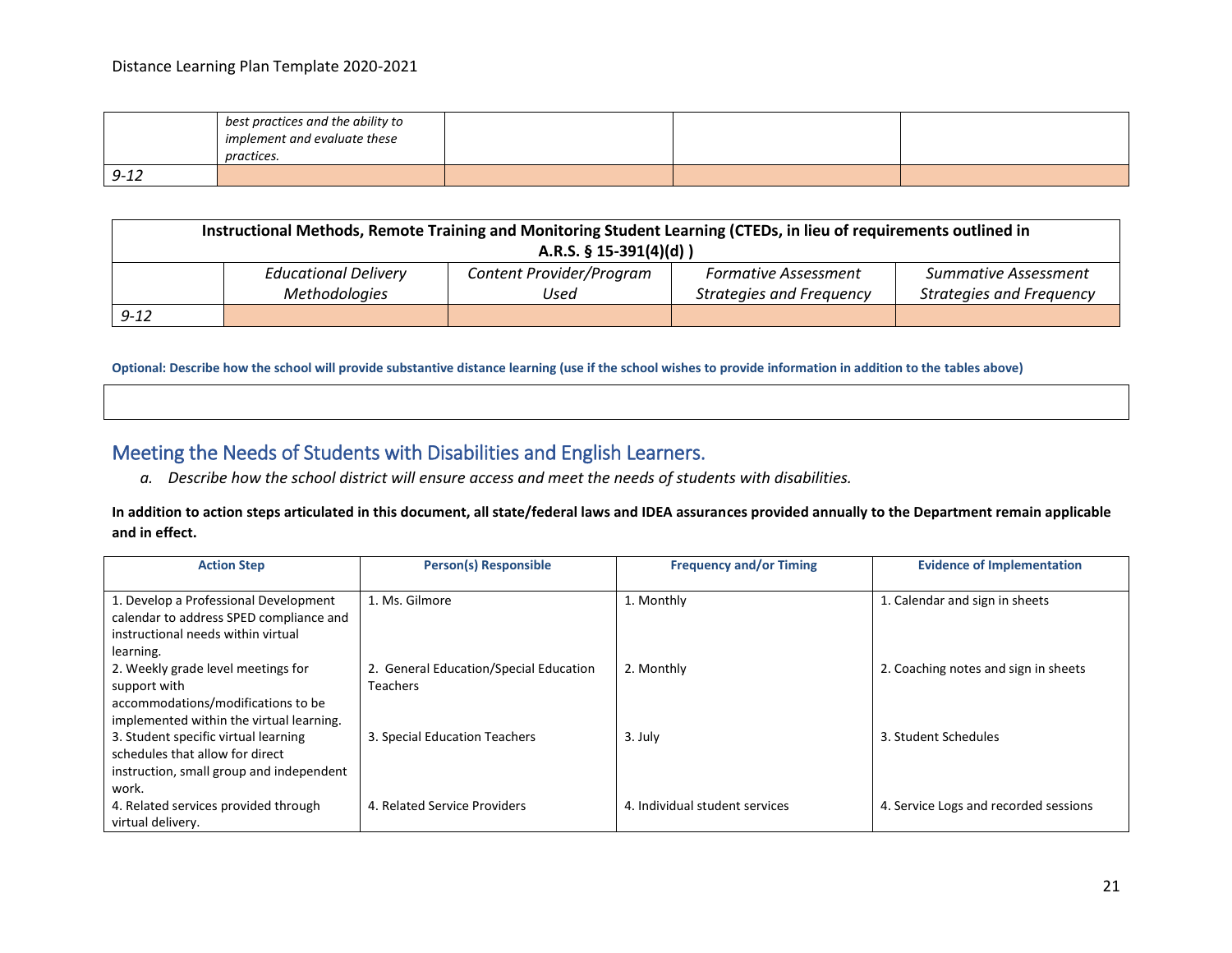| | *best practices and the ability to implement and evaluate these practices.* | | | |
|---|---|---|---|---|
| *9-12* | | | | |

| **Instructional Methods, Remote Training and Monitoring Student Learning (CTEDs, in lieu of requirements outlined in A.R.S. § 15-391(4)(d) )** | | | | |
|---|---|---|---|---|
| | *Educational Delivery Methodologies* | *Content Provider/Program Used* | *Formative Assessment Strategies and Frequency* | *Summative Assessment Strategies and Frequency* |
| *9-12* | | | | |

**Optional: Describe how the school will provide substantive distance learning (use if the school wishes to provide information in addition to the tables above)**

## Meeting the Needs of Students with Disabilities and English Learners.

*a. Describe how the school district will ensure access and meet the needs of students with disabilities.*

**In addition to action steps articulated in this document, all state/federal laws and IDEA assurances provided annually to the Department remain applicable and in effect.**

| Action Step | Person(s) Responsible | Frequency and/or Timing | Evidence of Implementation |
|---|---|---|---|
| 1. Develop a Professional Development calendar to address SPED compliance and instructional needs within virtual learning. | 1. Ms. Gilmore | 1. Monthly | 1. Calendar and sign in sheets |
| 2. Weekly grade level meetings for support with accommodations/modifications to be implemented within the virtual learning. | 2. General Education/Special Education Teachers | 2. Monthly | 2. Coaching notes and sign in sheets |
| 3. Student specific virtual learning schedules that allow for direct instruction, small group and independent work. | 3. Special Education Teachers | 3. July | 3. Student Schedules |
| 4. Related services provided through virtual delivery. | 4. Related Service Providers | 4. Individual student services | 4. Service Logs and recorded sessions |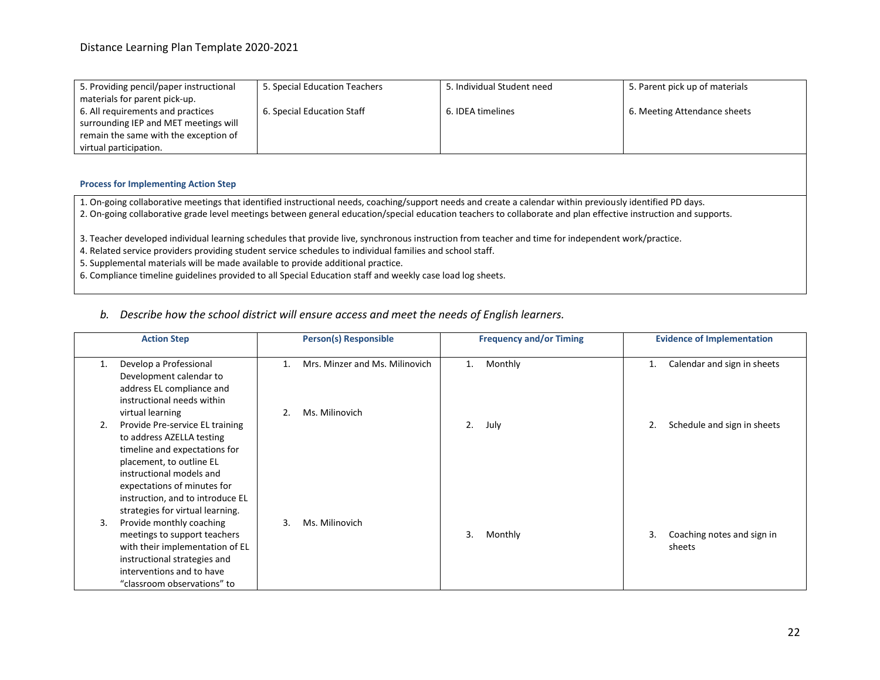| 5. Providing pencil/paper instructional materials for parent pick-up.<br>6. All requirements and practices surrounding IEP and MET meetings will remain the same with the exception of virtual participation. | 5. Special Education Teachers<br>6. Special Education Staff | 5. Individual Student need<br>6. IDEA timelines | 5. Parent pick up of materials<br>6. Meeting Attendance sheets |
|---|---|---|---|

**Process for Implementing Action Step**

1. On-going collaborative meetings that identified instructional needs, coaching/support needs and create a calendar within previously identified PD days.
2. On-going collaborative grade level meetings between general education/special education teachers to collaborate and plan effective instruction and supports.
3. Teacher developed individual learning schedules that provide live, synchronous instruction from teacher and time for independent work/practice.
4. Related service providers providing student service schedules to individual families and school staff.
5. Supplemental materials will be made available to provide additional practice.
6. Compliance timeline guidelines provided to all Special Education staff and weekly case load log sheets.

*b. Describe how the school district will ensure access and meet the needs of English learners.*

| Action Step | Person(s) Responsible | Frequency and/or Timing | Evidence of Implementation |
|---|---|---|---|
| 1. Develop a Professional Development calendar to address EL compliance and instructional needs within virtual learning | 1. Mrs. Minzer and Ms. Milinovich | 1. Monthly | 1. Calendar and sign in sheets |
| 2. Provide Pre-service EL training to address AZELLA testing timeline and expectations for placement, to outline EL instructional models and expectations of minutes for instruction, and to introduce EL strategies for virtual learning. | 2. Ms. Milinovich | 2. July | 2. Schedule and sign in sheets |
| 3. Provide monthly coaching meetings to support teachers with their implementation of EL instructional strategies and interventions and to have "classroom observations" to | 3. Ms. Milinovich | 3. Monthly | 3. Coaching notes and sign in sheets |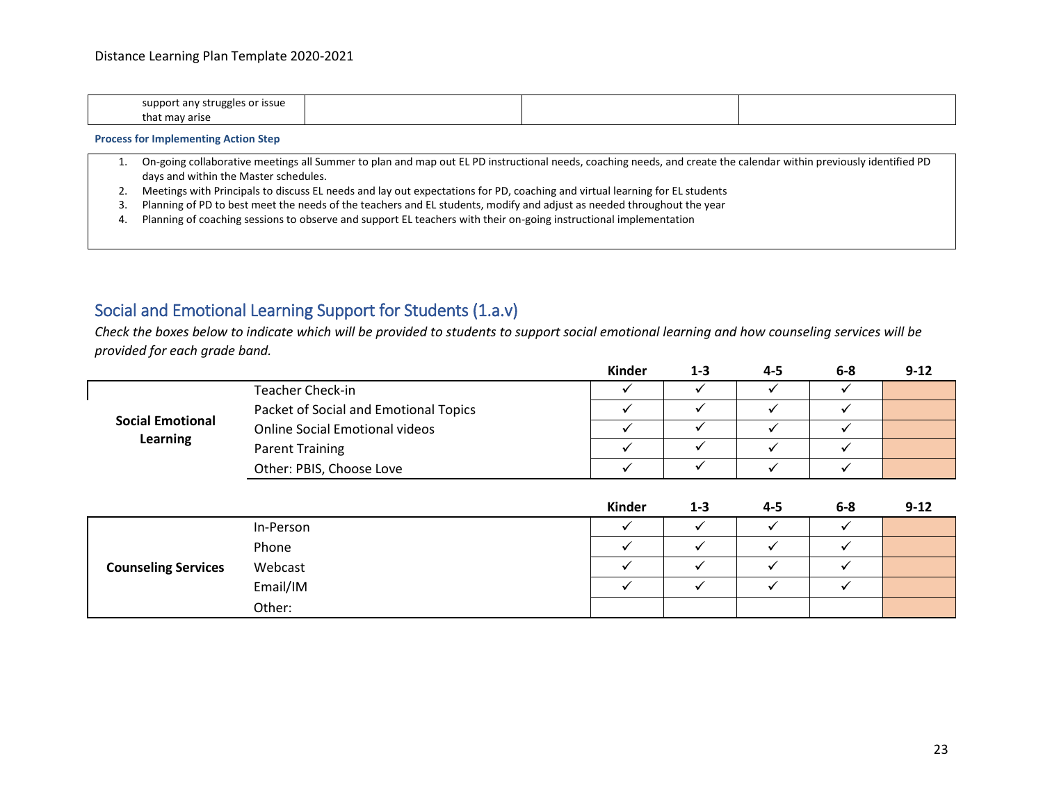| support any struggles or issue that may arise | | | |
|---|---|---|---|

**Process for Implementing Action Step**

1. On-going collaborative meetings all Summer to plan and map out EL PD instructional needs, coaching needs, and create the calendar within previously identified PD days and within the Master schedules.
2. Meetings with Principals to discuss EL needs and lay out expectations for PD, coaching and virtual learning for EL students
3. Planning of PD to best meet the needs of the teachers and EL students, modify and adjust as needed throughout the year
4. Planning of coaching sessions to observe and support EL teachers with their on-going instructional implementation

## Social and Emotional Learning Support for Students (1.a.v)

*Check the boxes below to indicate which will be provided to students to support social emotional learning and how counseling services will be provided for each grade band.*

| | | Kinder | 1-3 | 4-5 | 6-8 | 9-12 |
|---|---|---|---|---|---|---|
| **Social Emotional Learning** | Teacher Check-in | ✓ | ✓ | ✓ | ✓ | |
| | Packet of Social and Emotional Topics | ✓ | ✓ | ✓ | ✓ | |
| | Online Social Emotional videos | ✓ | ✓ | ✓ | ✓ | |
| | Parent Training | ✓ | ✓ | ✓ | ✓ | |
| | Other: PBIS, Choose Love | ✓ | ✓ | ✓ | ✓ | |

| | | Kinder | 1-3 | 4-5 | 6-8 | 9-12 |
|---|---|---|---|---|---|---|
| **Counseling Services** | In-Person | ✓ | ✓ | ✓ | ✓ | |
| | Phone | ✓ | ✓ | ✓ | ✓ | |
| | Webcast | ✓ | ✓ | ✓ | ✓ | |
| | Email/IM | ✓ | ✓ | ✓ | ✓ | |
| | Other: | | | | | |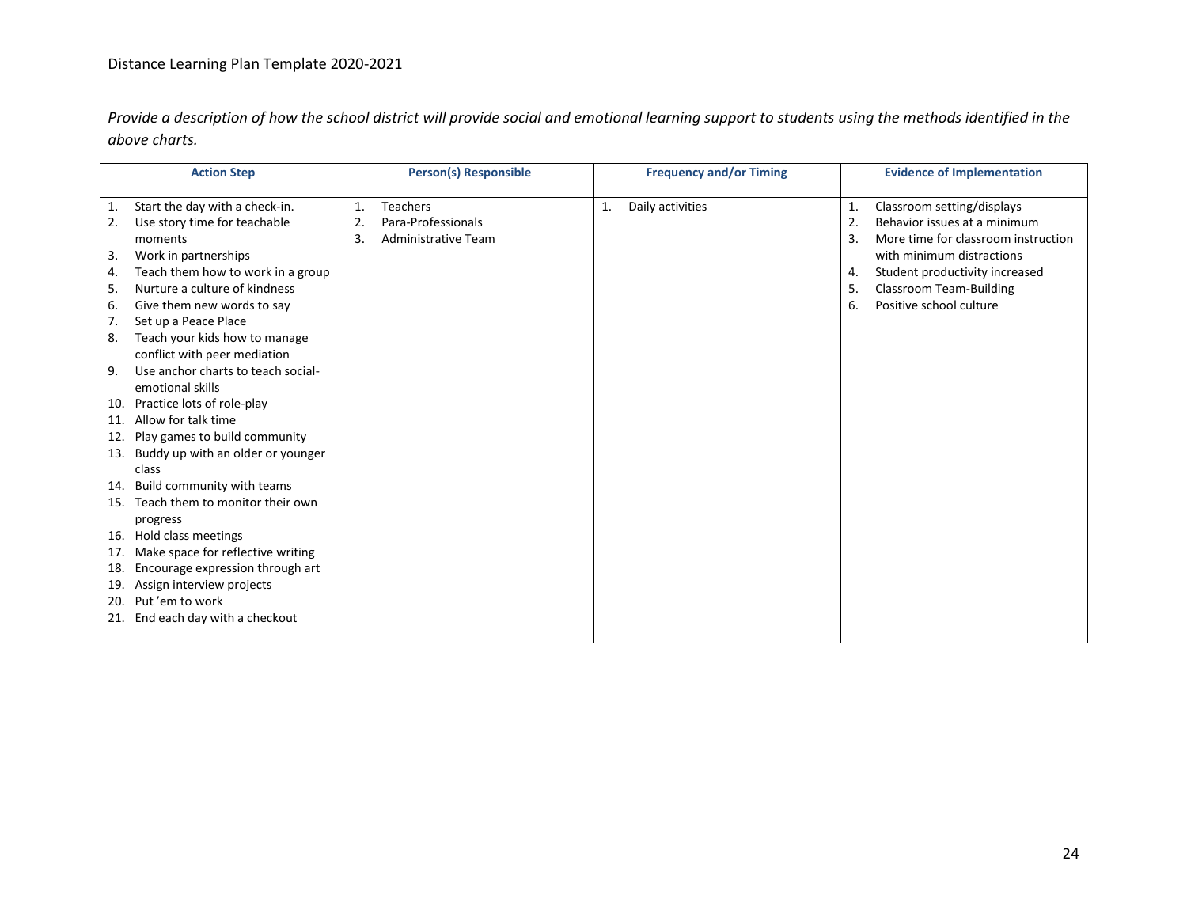*Provide a description of how the school district will provide social and emotional learning support to students using the methods identified in the above charts.*

| Action Step | Person(s) Responsible | Frequency and/or Timing | Evidence of Implementation |
|---|---|---|---|
| 1. Start the day with a check-in.<br>2. Use story time for teachable moments<br>3. Work in partnerships<br>4. Teach them how to work in a group<br>5. Nurture a culture of kindness<br>6. Give them new words to say<br>7. Set up a Peace Place<br>8. Teach your kids how to manage conflict with peer mediation<br>9. Use anchor charts to teach social-emotional skills<br>10. Practice lots of role-play<br>11. Allow for talk time<br>12. Play games to build community<br>13. Buddy up with an older or younger class<br>14. Build community with teams<br>15. Teach them to monitor their own progress<br>16. Hold class meetings<br>17. Make space for reflective writing<br>18. Encourage expression through art<br>19. Assign interview projects<br>20. Put 'em to work<br>21. End each day with a checkout | 1. Teachers<br>2. Para-Professionals<br>3. Administrative Team | 1. Daily activities | 1. Classroom setting/displays<br>2. Behavior issues at a minimum<br>3. More time for classroom instruction with minimum distractions<br>4. Student productivity increased<br>5. Classroom Team-Building<br>6. Positive school culture |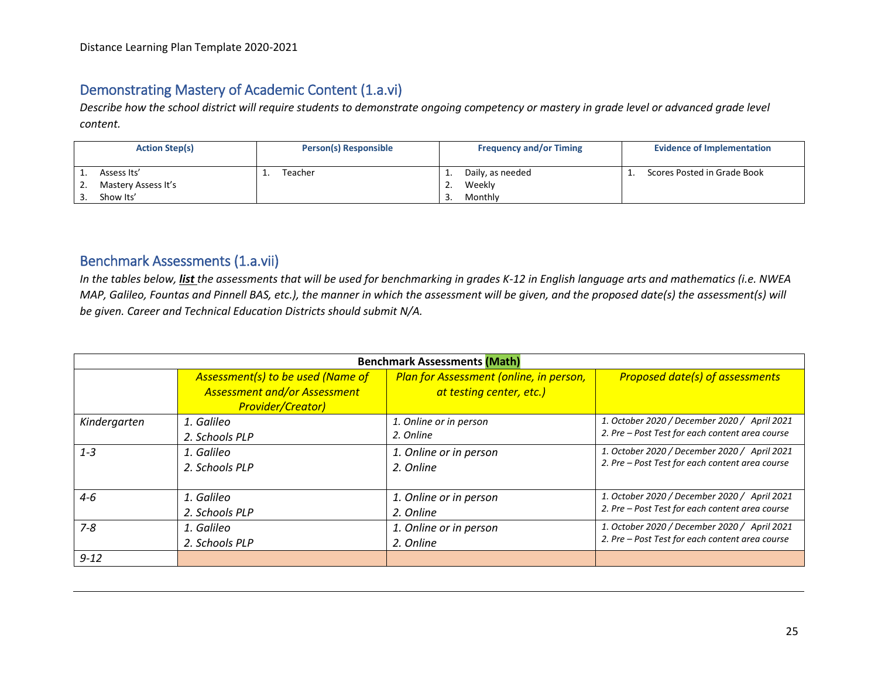## Demonstrating Mastery of Academic Content (1.a.vi)

*Describe how the school district will require students to demonstrate ongoing competency or mastery in grade level or advanced grade level content.*

| Action Step(s) | Person(s) Responsible | Frequency and/or Timing | Evidence of Implementation |
|---|---|---|---|
| 1. Assess Its'<br>2. Mastery Assess It's<br>3. Show Its' | 1. Teacher | 1. Daily, as needed<br>2. Weekly<br>3. Monthly | 1. Scores Posted in Grade Book |

## Benchmark Assessments (1.a.vii)

*In the tables below, **list** the assessments that will be used for benchmarking in grades K-12 in English language arts and mathematics (i.e. NWEA MAP, Galileo, Fountas and Pinnell BAS, etc.), the manner in which the assessment will be given, and the proposed date(s) the assessment(s) will be given. Career and Technical Education Districts should submit N/A.*

| Benchmark Assessments (Math) | | | |
|---|---|---|---|
| | *Assessment(s) to be used (Name of Assessment and/or Assessment Provider/Creator)* | *Plan for Assessment (online, in person, at testing center, etc.)* | *Proposed date(s) of assessments* |
| *Kindergarten* | *1. Galileo*<br>*2. Schools PLP* | *1. Online or in person*<br>*2. Online* | *1. October 2020 / December 2020 / April 2021*<br>*2. Pre – Post Test for each content area course* |
| *1-3* | *1. Galileo*<br>*2. Schools PLP* | *1. Online or in person*<br>*2. Online* | *1. October 2020 / December 2020 / April 2021*<br>*2. Pre – Post Test for each content area course* |
| *4-6* | *1. Galileo*<br>*2. Schools PLP* | *1. Online or in person*<br>*2. Online* | *1. October 2020 / December 2020 / April 2021*<br>*2. Pre – Post Test for each content area course* |
| *7-8* | *1. Galileo*<br>*2. Schools PLP* | *1. Online or in person*<br>*2. Online* | *1. October 2020 / December 2020 / April 2021*<br>*2. Pre – Post Test for each content area course* |
| *9-12* | | | |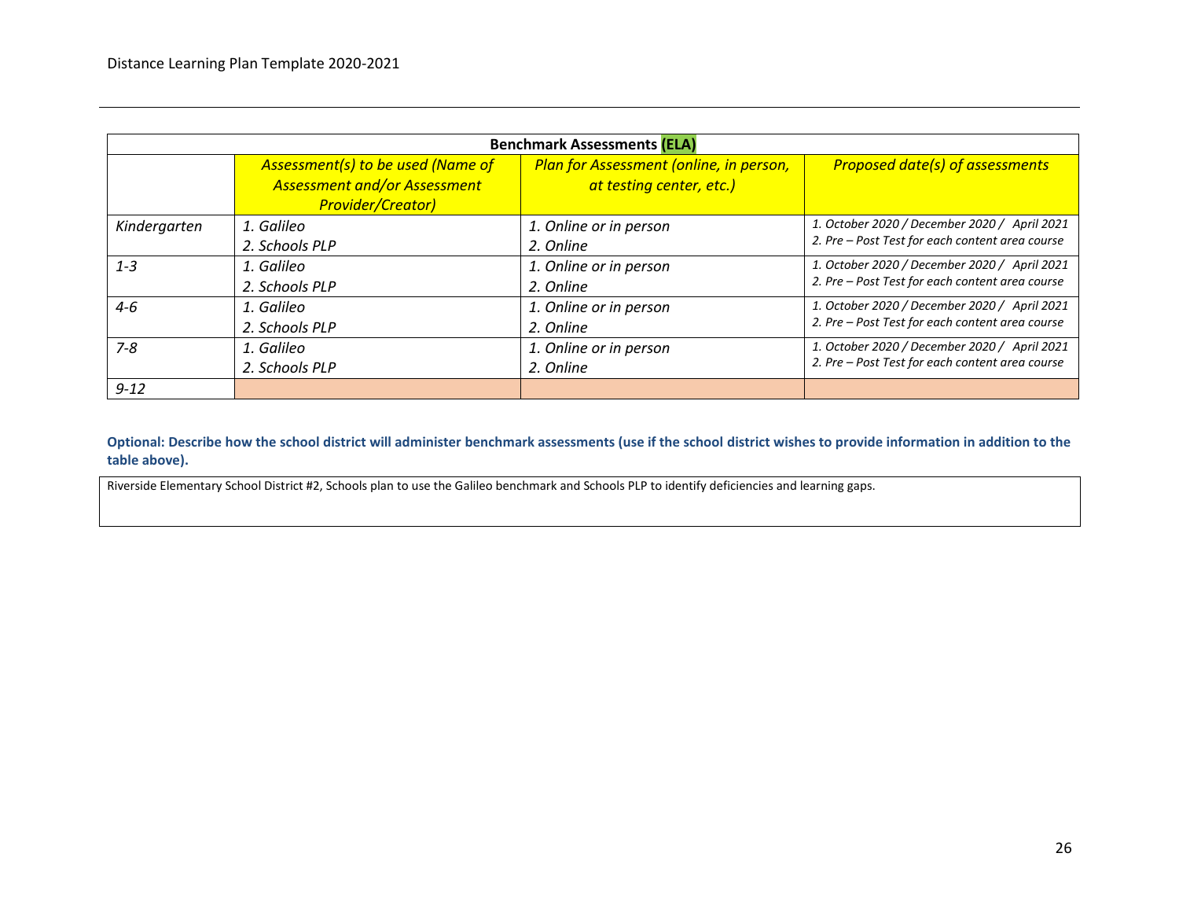| Benchmark Assessments (ELA) | | | |
|---|---|---|---|
| | *Assessment(s) to be used (Name of Assessment and/or Assessment Provider/Creator)* | *Plan for Assessment (online, in person, at testing center, etc.)* | *Proposed date(s) of assessments* |
| *Kindergarten* | *1. Galileo*<br>*2. Schools PLP* | *1. Online or in person*<br>*2. Online* | *1. October 2020 / December 2020 / April 2021*<br>*2. Pre – Post Test for each content area course* |
| *1-3* | *1. Galileo*<br>*2. Schools PLP* | *1. Online or in person*<br>*2. Online* | *1. October 2020 / December 2020 / April 2021*<br>*2. Pre – Post Test for each content area course* |
| *4-6* | *1. Galileo*<br>*2. Schools PLP* | *1. Online or in person*<br>*2. Online* | *1. October 2020 / December 2020 / April 2021*<br>*2. Pre – Post Test for each content area course* |
| *7-8* | *1. Galileo*<br>*2. Schools PLP* | *1. Online or in person*<br>*2. Online* | *1. October 2020 / December 2020 / April 2021*<br>*2. Pre – Post Test for each content area course* |
| *9-12* | | | |

**Optional: Describe how the school district will administer benchmark assessments (use if the school district wishes to provide information in addition to the table above).**

Riverside Elementary School District #2, Schools plan to use the Galileo benchmark and Schools PLP to identify deficiencies and learning gaps.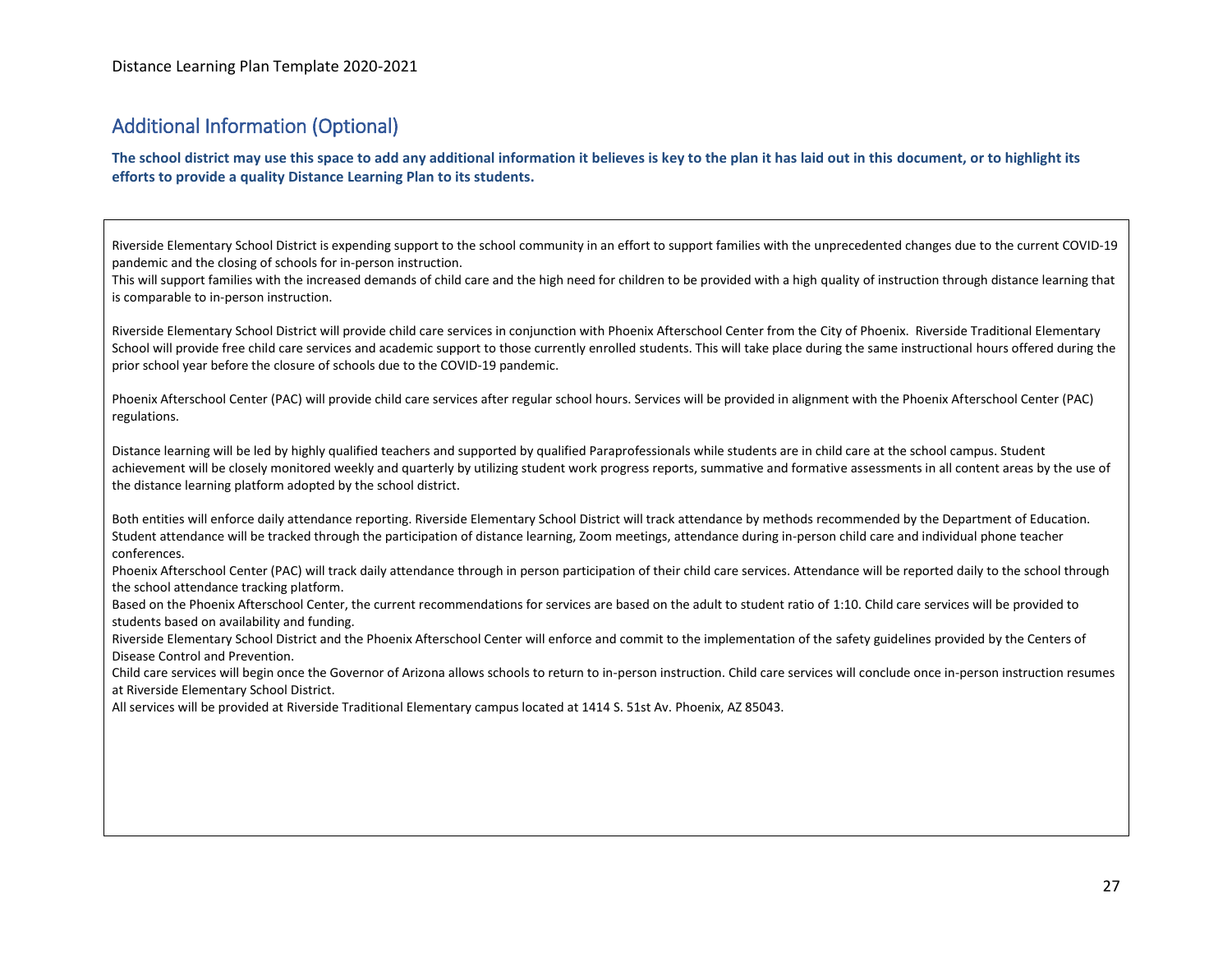## Additional Information (Optional)

**The school district may use this space to add any additional information it believes is key to the plan it has laid out in this document, or to highlight its efforts to provide a quality Distance Learning Plan to its students.**

Riverside Elementary School District is expending support to the school community in an effort to support families with the unprecedented changes due to the current COVID-19 pandemic and the closing of schools for in-person instruction.
This will support families with the increased demands of child care and the high need for children to be provided with a high quality of instruction through distance learning that is comparable to in-person instruction.

Riverside Elementary School District will provide child care services in conjunction with Phoenix Afterschool Center from the City of Phoenix. Riverside Traditional Elementary School will provide free child care services and academic support to those currently enrolled students. This will take place during the same instructional hours offered during the prior school year before the closure of schools due to the COVID-19 pandemic.

Phoenix Afterschool Center (PAC) will provide child care services after regular school hours. Services will be provided in alignment with the Phoenix Afterschool Center (PAC) regulations.

Distance learning will be led by highly qualified teachers and supported by qualified Paraprofessionals while students are in child care at the school campus. Student achievement will be closely monitored weekly and quarterly by utilizing student work progress reports, summative and formative assessments in all content areas by the use of the distance learning platform adopted by the school district.

Both entities will enforce daily attendance reporting. Riverside Elementary School District will track attendance by methods recommended by the Department of Education. Student attendance will be tracked through the participation of distance learning, Zoom meetings, attendance during in-person child care and individual phone teacher conferences.
Phoenix Afterschool Center (PAC) will track daily attendance through in person participation of their child care services. Attendance will be reported daily to the school through the school attendance tracking platform.
Based on the Phoenix Afterschool Center, the current recommendations for services are based on the adult to student ratio of 1:10. Child care services will be provided to students based on availability and funding.
Riverside Elementary School District and the Phoenix Afterschool Center will enforce and commit to the implementation of the safety guidelines provided by the Centers of Disease Control and Prevention.
Child care services will begin once the Governor of Arizona allows schools to return to in-person instruction. Child care services will conclude once in-person instruction resumes at Riverside Elementary School District.
All services will be provided at Riverside Traditional Elementary campus located at 1414 S. 51st Av. Phoenix, AZ 85043.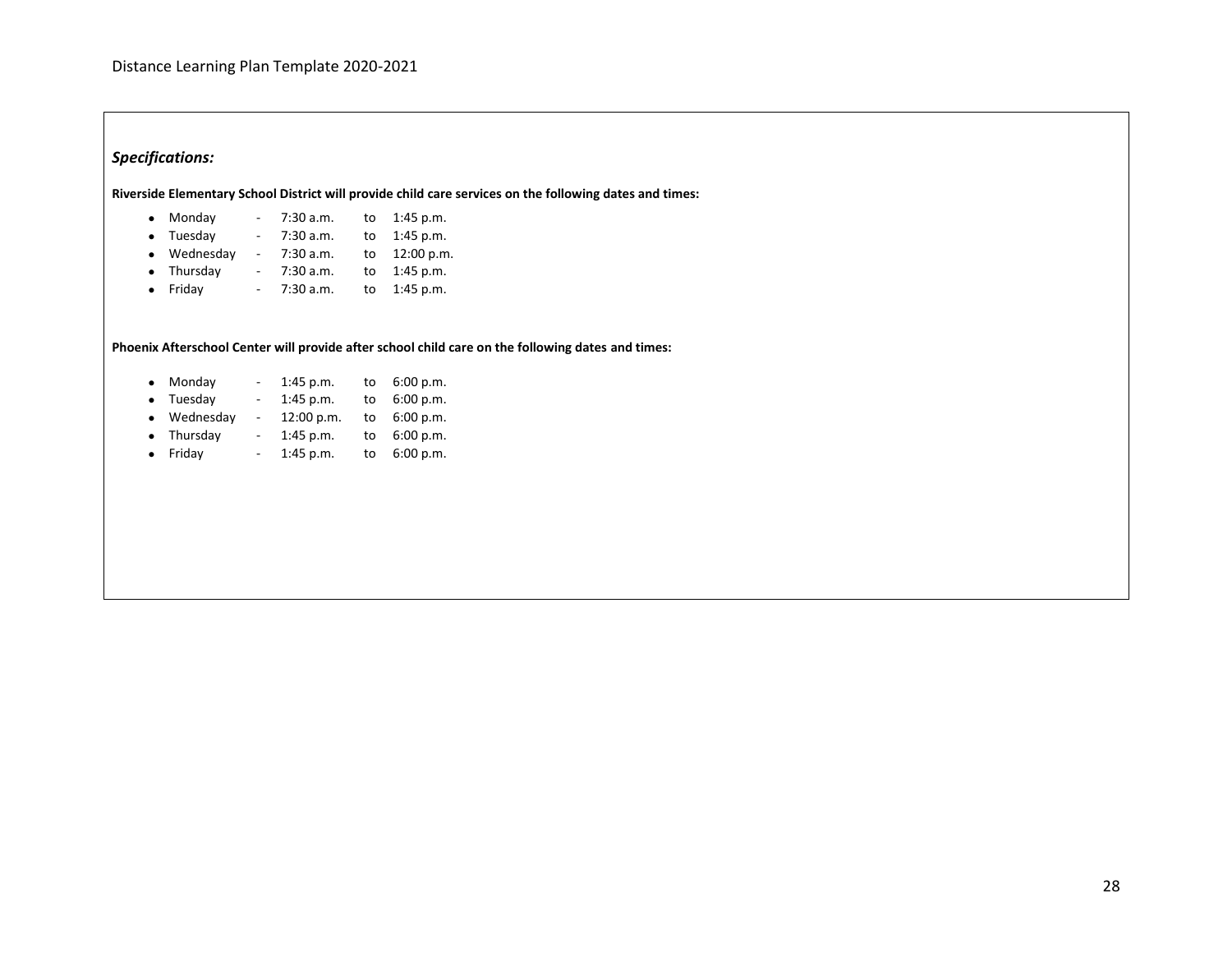### *Specifications:*

**Riverside Elementary School District will provide child care services on the following dates and times:**

- Monday - 7:30 a.m. to 1:45 p.m.
- Tuesday - 7:30 a.m. to 1:45 p.m.
- Wednesday - 7:30 a.m. to 12:00 p.m.
- Thursday - 7:30 a.m. to 1:45 p.m.
- Friday - 7:30 a.m. to 1:45 p.m.

**Phoenix Afterschool Center will provide after school child care on the following dates and times:**

- Monday - 1:45 p.m. to 6:00 p.m.
- Tuesday - 1:45 p.m. to 6:00 p.m.
- Wednesday - 12:00 p.m. to 6:00 p.m.
- Thursday - 1:45 p.m. to 6:00 p.m.
- Friday - 1:45 p.m. to 6:00 p.m.